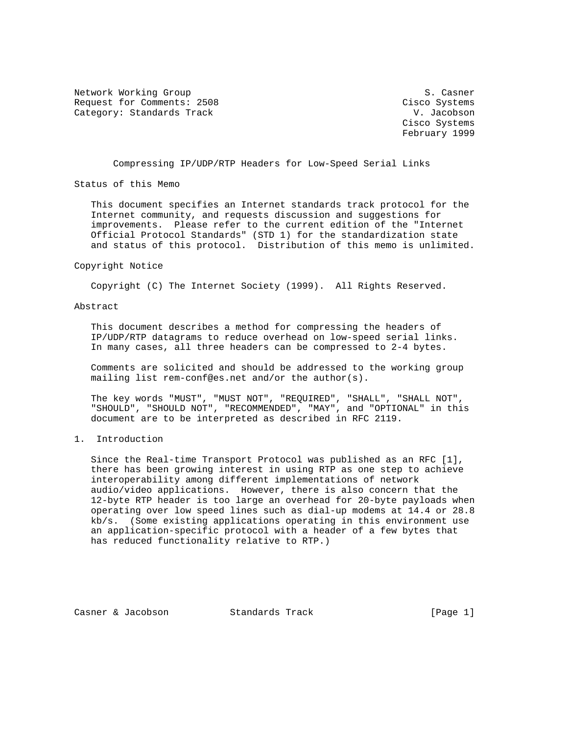Network Working Group S. Casner
Request for Comments: 2508 Cisco Systems
Category: Standards Track V. Jacobson
Cisco Systems
February 1999

# Compressing IP/UDP/RTP Headers for Low-Speed Serial Links

## Status of this Memo

This document specifies an Internet standards track protocol for the Internet community, and requests discussion and suggestions for improvements. Please refer to the current edition of the "Internet Official Protocol Standards" (STD 1) for the standardization state and status of this protocol. Distribution of this memo is unlimited.

## Copyright Notice

Copyright (C) The Internet Society (1999). All Rights Reserved.

## Abstract

This document describes a method for compressing the headers of IP/UDP/RTP datagrams to reduce overhead on low-speed serial links. In many cases, all three headers can be compressed to 2-4 bytes.

Comments are solicited and should be addressed to the working group mailing list rem-conf@es.net and/or the author(s).

The key words "MUST", "MUST NOT", "REQUIRED", "SHALL", "SHALL NOT", "SHOULD", "SHOULD NOT", "RECOMMENDED", "MAY", and "OPTIONAL" in this document are to be interpreted as described in RFC 2119.

## 1. Introduction

Since the Real-time Transport Protocol was published as an RFC [1], there has been growing interest in using RTP as one step to achieve interoperability among different implementations of network audio/video applications. However, there is also concern that the 12-byte RTP header is too large an overhead for 20-byte payloads when operating over low speed lines such as dial-up modems at 14.4 or 28.8 kb/s. (Some existing applications operating in this environment use an application-specific protocol with a header of a few bytes that has reduced functionality relative to RTP.)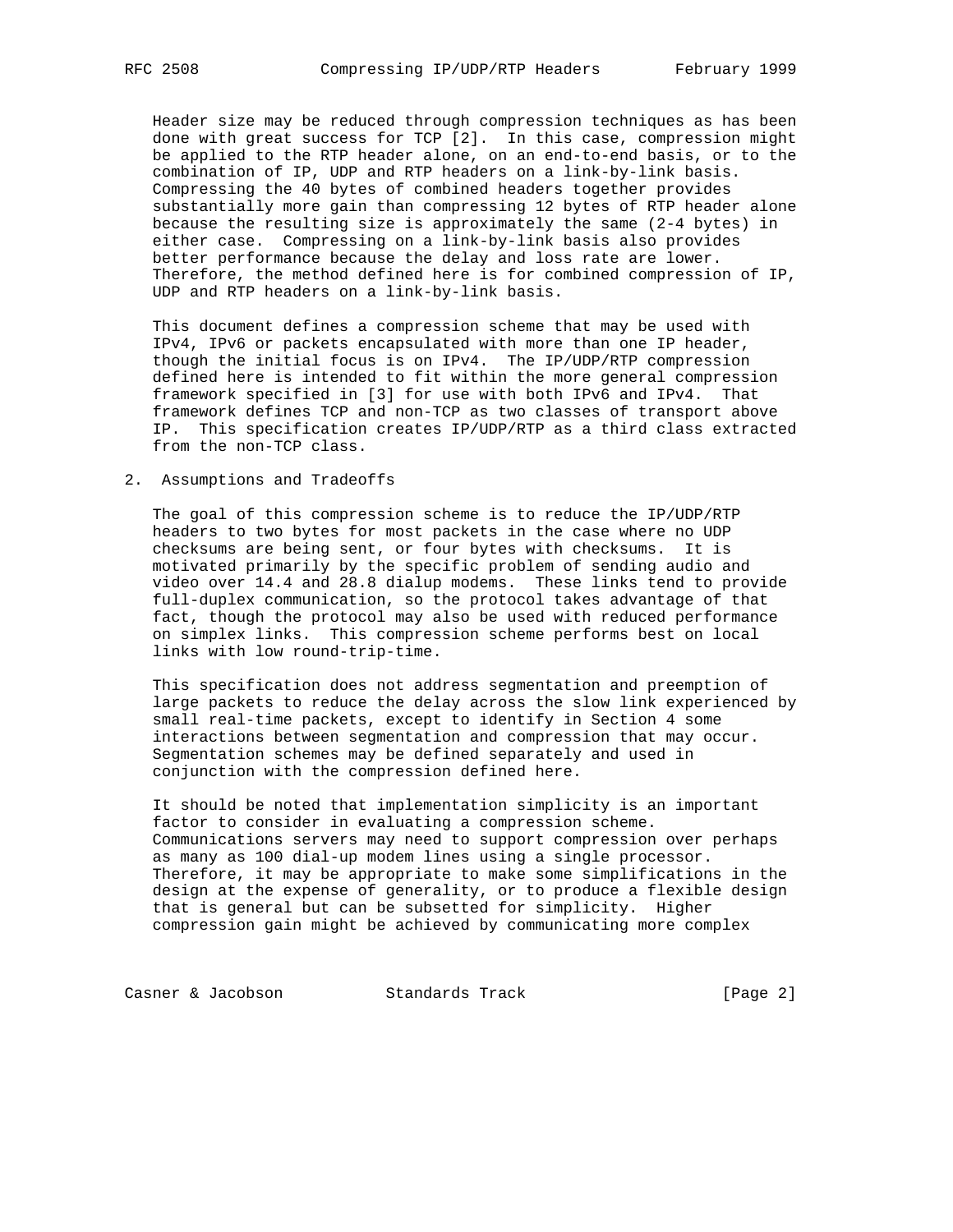Header size may be reduced through compression techniques as has been done with great success for TCP [2]. In this case, compression might be applied to the RTP header alone, on an end-to-end basis, or to the combination of IP, UDP and RTP headers on a link-by-link basis. Compressing the 40 bytes of combined headers together provides substantially more gain than compressing 12 bytes of RTP header alone because the resulting size is approximately the same (2-4 bytes) in either case. Compressing on a link-by-link basis also provides better performance because the delay and loss rate are lower. Therefore, the method defined here is for combined compression of IP, UDP and RTP headers on a link-by-link basis.

This document defines a compression scheme that may be used with IPv4, IPv6 or packets encapsulated with more than one IP header, though the initial focus is on IPv4. The IP/UDP/RTP compression defined here is intended to fit within the more general compression framework specified in [3] for use with both IPv6 and IPv4. That framework defines TCP and non-TCP as two classes of transport above IP. This specification creates IP/UDP/RTP as a third class extracted from the non-TCP class.

## 2. Assumptions and Tradeoffs

The goal of this compression scheme is to reduce the IP/UDP/RTP headers to two bytes for most packets in the case where no UDP checksums are being sent, or four bytes with checksums. It is motivated primarily by the specific problem of sending audio and video over 14.4 and 28.8 dialup modems. These links tend to provide full-duplex communication, so the protocol takes advantage of that fact, though the protocol may also be used with reduced performance on simplex links. This compression scheme performs best on local links with low round-trip-time.

This specification does not address segmentation and preemption of large packets to reduce the delay across the slow link experienced by small real-time packets, except to identify in Section 4 some interactions between segmentation and compression that may occur. Segmentation schemes may be defined separately and used in conjunction with the compression defined here.

It should be noted that implementation simplicity is an important factor to consider in evaluating a compression scheme. Communications servers may need to support compression over perhaps as many as 100 dial-up modem lines using a single processor. Therefore, it may be appropriate to make some simplifications in the design at the expense of generality, or to produce a flexible design that is general but can be subsetted for simplicity. Higher compression gain might be achieved by communicating more complex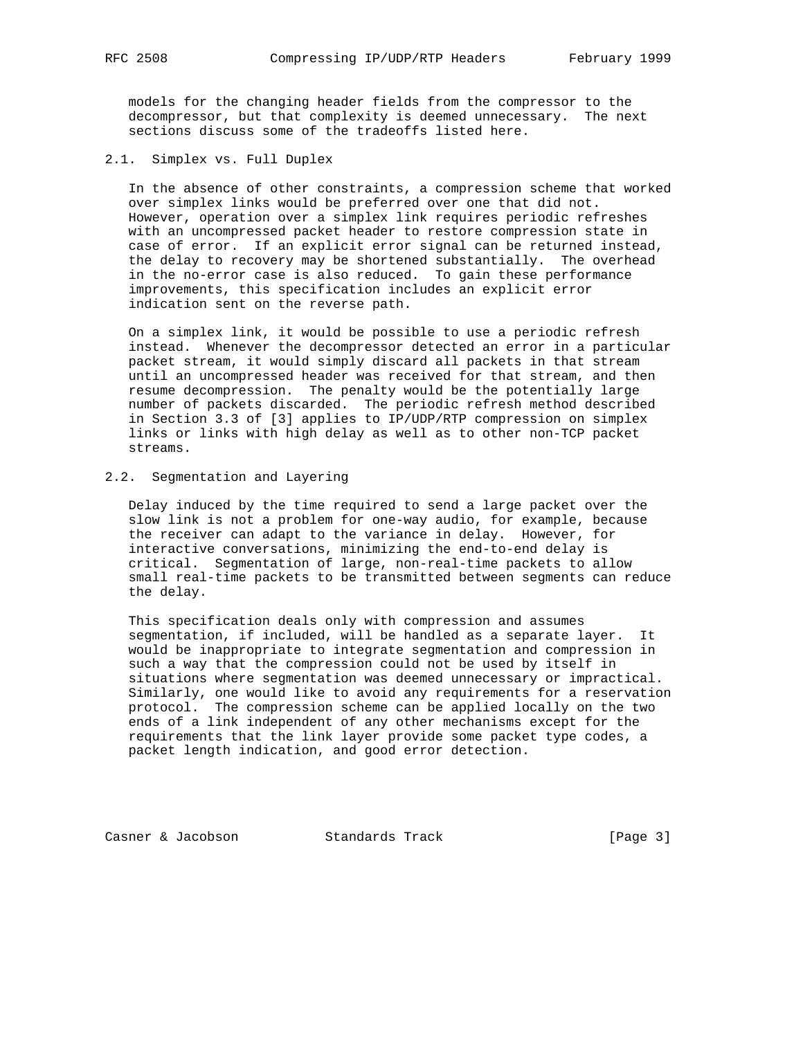models for the changing header fields from the compressor to the decompressor, but that complexity is deemed unnecessary. The next sections discuss some of the tradeoffs listed here.

## 2.1. Simplex vs. Full Duplex

In the absence of other constraints, a compression scheme that worked over simplex links would be preferred over one that did not. However, operation over a simplex link requires periodic refreshes with an uncompressed packet header to restore compression state in case of error. If an explicit error signal can be returned instead, the delay to recovery may be shortened substantially. The overhead in the no-error case is also reduced. To gain these performance improvements, this specification includes an explicit error indication sent on the reverse path.

On a simplex link, it would be possible to use a periodic refresh instead. Whenever the decompressor detected an error in a particular packet stream, it would simply discard all packets in that stream until an uncompressed header was received for that stream, and then resume decompression. The penalty would be the potentially large number of packets discarded. The periodic refresh method described in Section 3.3 of [3] applies to IP/UDP/RTP compression on simplex links or links with high delay as well as to other non-TCP packet streams.

## 2.2. Segmentation and Layering

Delay induced by the time required to send a large packet over the slow link is not a problem for one-way audio, for example, because the receiver can adapt to the variance in delay. However, for interactive conversations, minimizing the end-to-end delay is critical. Segmentation of large, non-real-time packets to allow small real-time packets to be transmitted between segments can reduce the delay.

This specification deals only with compression and assumes segmentation, if included, will be handled as a separate layer. It would be inappropriate to integrate segmentation and compression in such a way that the compression could not be used by itself in situations where segmentation was deemed unnecessary or impractical. Similarly, one would like to avoid any requirements for a reservation protocol. The compression scheme can be applied locally on the two ends of a link independent of any other mechanisms except for the requirements that the link layer provide some packet type codes, a packet length indication, and good error detection.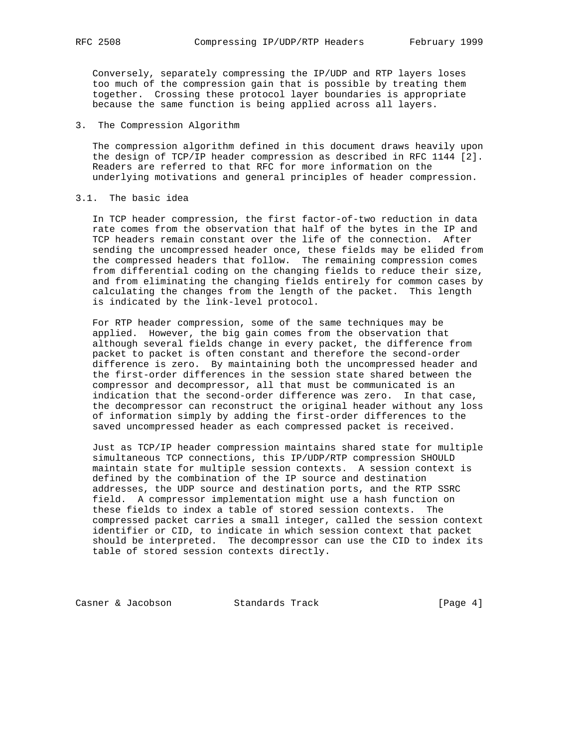Conversely, separately compressing the IP/UDP and RTP layers loses too much of the compression gain that is possible by treating them together. Crossing these protocol layer boundaries is appropriate because the same function is being applied across all layers.

## 3. The Compression Algorithm

The compression algorithm defined in this document draws heavily upon the design of TCP/IP header compression as described in RFC 1144 [2]. Readers are referred to that RFC for more information on the underlying motivations and general principles of header compression.

### 3.1. The basic idea

In TCP header compression, the first factor-of-two reduction in data rate comes from the observation that half of the bytes in the IP and TCP headers remain constant over the life of the connection. After sending the uncompressed header once, these fields may be elided from the compressed headers that follow. The remaining compression comes from differential coding on the changing fields to reduce their size, and from eliminating the changing fields entirely for common cases by calculating the changes from the length of the packet. This length is indicated by the link-level protocol.

For RTP header compression, some of the same techniques may be applied. However, the big gain comes from the observation that although several fields change in every packet, the difference from packet to packet is often constant and therefore the second-order difference is zero. By maintaining both the uncompressed header and the first-order differences in the session state shared between the compressor and decompressor, all that must be communicated is an indication that the second-order difference was zero. In that case, the decompressor can reconstruct the original header without any loss of information simply by adding the first-order differences to the saved uncompressed header as each compressed packet is received.

Just as TCP/IP header compression maintains shared state for multiple simultaneous TCP connections, this IP/UDP/RTP compression SHOULD maintain state for multiple session contexts. A session context is defined by the combination of the IP source and destination addresses, the UDP source and destination ports, and the RTP SSRC field. A compressor implementation might use a hash function on these fields to index a table of stored session contexts. The compressed packet carries a small integer, called the session context identifier or CID, to indicate in which session context that packet should be interpreted. The decompressor can use the CID to index its table of stored session contexts directly.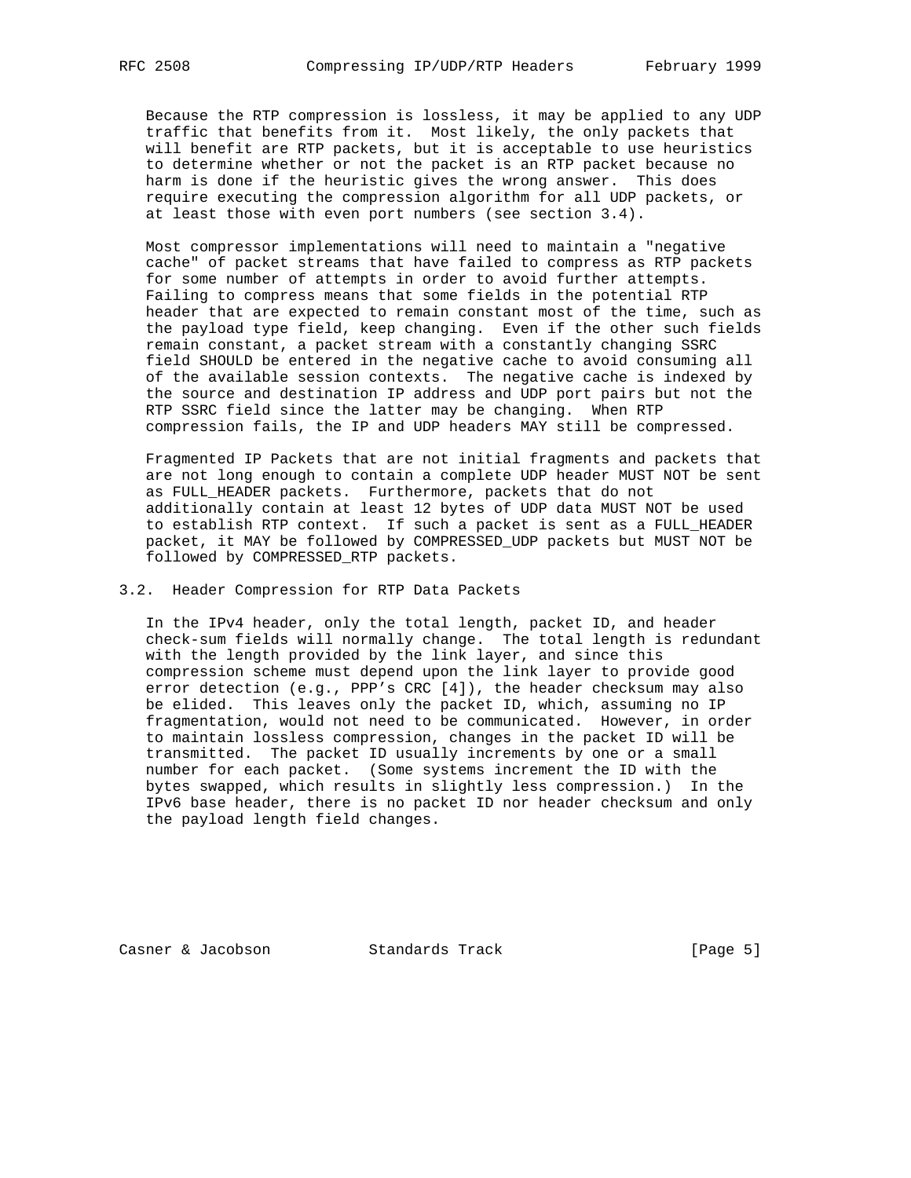Because the RTP compression is lossless, it may be applied to any UDP traffic that benefits from it. Most likely, the only packets that will benefit are RTP packets, but it is acceptable to use heuristics to determine whether or not the packet is an RTP packet because no harm is done if the heuristic gives the wrong answer. This does require executing the compression algorithm for all UDP packets, or at least those with even port numbers (see section 3.4).

Most compressor implementations will need to maintain a "negative cache" of packet streams that have failed to compress as RTP packets for some number of attempts in order to avoid further attempts. Failing to compress means that some fields in the potential RTP header that are expected to remain constant most of the time, such as the payload type field, keep changing. Even if the other such fields remain constant, a packet stream with a constantly changing SSRC field SHOULD be entered in the negative cache to avoid consuming all of the available session contexts. The negative cache is indexed by the source and destination IP address and UDP port pairs but not the RTP SSRC field since the latter may be changing. When RTP compression fails, the IP and UDP headers MAY still be compressed.

Fragmented IP Packets that are not initial fragments and packets that are not long enough to contain a complete UDP header MUST NOT be sent as FULL_HEADER packets. Furthermore, packets that do not additionally contain at least 12 bytes of UDP data MUST NOT be used to establish RTP context. If such a packet is sent as a FULL_HEADER packet, it MAY be followed by COMPRESSED_UDP packets but MUST NOT be followed by COMPRESSED_RTP packets.

## 3.2. Header Compression for RTP Data Packets

In the IPv4 header, only the total length, packet ID, and header check-sum fields will normally change. The total length is redundant with the length provided by the link layer, and since this compression scheme must depend upon the link layer to provide good error detection (e.g., PPP's CRC [4]), the header checksum may also be elided. This leaves only the packet ID, which, assuming no IP fragmentation, would not need to be communicated. However, in order to maintain lossless compression, changes in the packet ID will be transmitted. The packet ID usually increments by one or a small number for each packet. (Some systems increment the ID with the bytes swapped, which results in slightly less compression.) In the IPv6 base header, there is no packet ID nor header checksum and only the payload length field changes.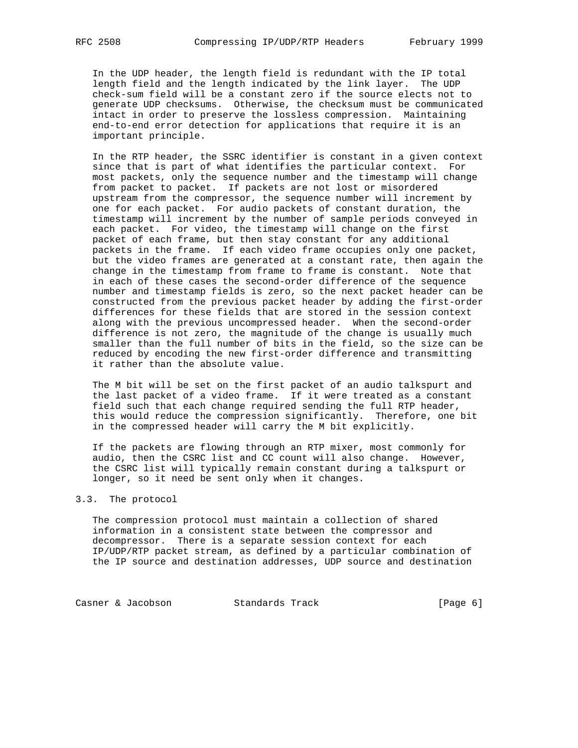In the UDP header, the length field is redundant with the IP total length field and the length indicated by the link layer. The UDP check-sum field will be a constant zero if the source elects not to generate UDP checksums. Otherwise, the checksum must be communicated intact in order to preserve the lossless compression. Maintaining end-to-end error detection for applications that require it is an important principle.

In the RTP header, the SSRC identifier is constant in a given context since that is part of what identifies the particular context. For most packets, only the sequence number and the timestamp will change from packet to packet. If packets are not lost or misordered upstream from the compressor, the sequence number will increment by one for each packet. For audio packets of constant duration, the timestamp will increment by the number of sample periods conveyed in each packet. For video, the timestamp will change on the first packet of each frame, but then stay constant for any additional packets in the frame. If each video frame occupies only one packet, but the video frames are generated at a constant rate, then again the change in the timestamp from frame to frame is constant. Note that in each of these cases the second-order difference of the sequence number and timestamp fields is zero, so the next packet header can be constructed from the previous packet header by adding the first-order differences for these fields that are stored in the session context along with the previous uncompressed header. When the second-order difference is not zero, the magnitude of the change is usually much smaller than the full number of bits in the field, so the size can be reduced by encoding the new first-order difference and transmitting it rather than the absolute value.

The M bit will be set on the first packet of an audio talkspurt and the last packet of a video frame. If it were treated as a constant field such that each change required sending the full RTP header, this would reduce the compression significantly. Therefore, one bit in the compressed header will carry the M bit explicitly.

If the packets are flowing through an RTP mixer, most commonly for audio, then the CSRC list and CC count will also change. However, the CSRC list will typically remain constant during a talkspurt or longer, so it need be sent only when it changes.

## 3.3. The protocol

The compression protocol must maintain a collection of shared information in a consistent state between the compressor and decompressor. There is a separate session context for each IP/UDP/RTP packet stream, as defined by a particular combination of the IP source and destination addresses, UDP source and destination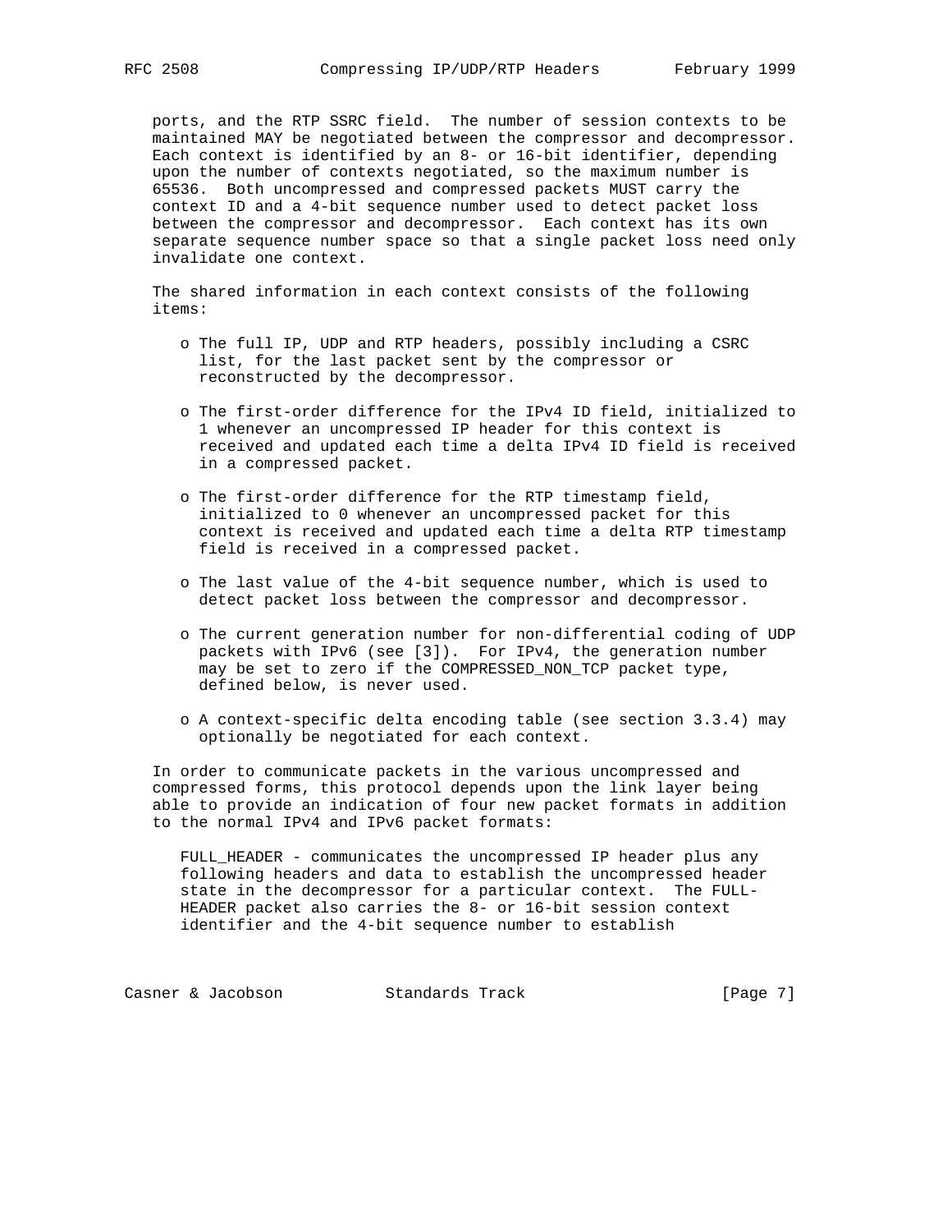ports, and the RTP SSRC field. The number of session contexts to be maintained MAY be negotiated between the compressor and decompressor. Each context is identified by an 8- or 16-bit identifier, depending upon the number of contexts negotiated, so the maximum number is 65536. Both uncompressed and compressed packets MUST carry the context ID and a 4-bit sequence number used to detect packet loss between the compressor and decompressor. Each context has its own separate sequence number space so that a single packet loss need only invalidate one context.

The shared information in each context consists of the following items:

- The full IP, UDP and RTP headers, possibly including a CSRC list, for the last packet sent by the compressor or reconstructed by the decompressor.

- The first-order difference for the IPv4 ID field, initialized to 1 whenever an uncompressed IP header for this context is received and updated each time a delta IPv4 ID field is received in a compressed packet.

- The first-order difference for the RTP timestamp field, initialized to 0 whenever an uncompressed packet for this context is received and updated each time a delta RTP timestamp field is received in a compressed packet.

- The last value of the 4-bit sequence number, which is used to detect packet loss between the compressor and decompressor.

- The current generation number for non-differential coding of UDP packets with IPv6 (see [3]). For IPv4, the generation number may be set to zero if the COMPRESSED_NON_TCP packet type, defined below, is never used.

- A context-specific delta encoding table (see section 3.3.4) may optionally be negotiated for each context.

In order to communicate packets in the various uncompressed and compressed forms, this protocol depends upon the link layer being able to provide an indication of four new packet formats in addition to the normal IPv4 and IPv6 packet formats:

FULL_HEADER - communicates the uncompressed IP header plus any following headers and data to establish the uncompressed header state in the decompressor for a particular context. The FULL-HEADER packet also carries the 8- or 16-bit session context identifier and the 4-bit sequence number to establish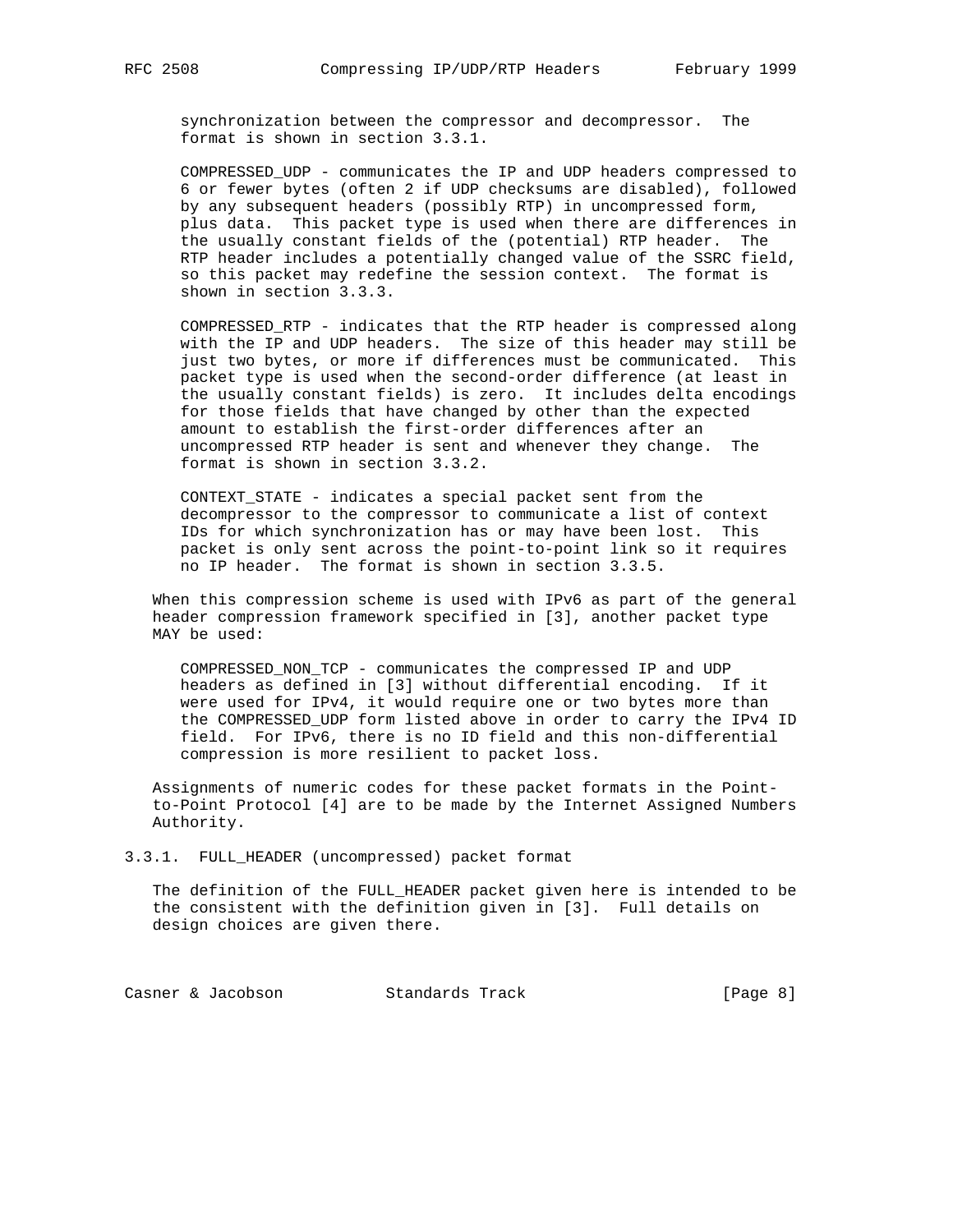synchronization between the compressor and decompressor. The format is shown in section 3.3.1.

COMPRESSED_UDP - communicates the IP and UDP headers compressed to 6 or fewer bytes (often 2 if UDP checksums are disabled), followed by any subsequent headers (possibly RTP) in uncompressed form, plus data. This packet type is used when there are differences in the usually constant fields of the (potential) RTP header. The RTP header includes a potentially changed value of the SSRC field, so this packet may redefine the session context. The format is shown in section 3.3.3.

COMPRESSED_RTP - indicates that the RTP header is compressed along with the IP and UDP headers. The size of this header may still be just two bytes, or more if differences must be communicated. This packet type is used when the second-order difference (at least in the usually constant fields) is zero. It includes delta encodings for those fields that have changed by other than the expected amount to establish the first-order differences after an uncompressed RTP header is sent and whenever they change. The format is shown in section 3.3.2.

CONTEXT_STATE - indicates a special packet sent from the decompressor to the compressor to communicate a list of context IDs for which synchronization has or may have been lost. This packet is only sent across the point-to-point link so it requires no IP header. The format is shown in section 3.3.5.

When this compression scheme is used with IPv6 as part of the general header compression framework specified in [3], another packet type MAY be used:

COMPRESSED_NON_TCP - communicates the compressed IP and UDP headers as defined in [3] without differential encoding. If it were used for IPv4, it would require one or two bytes more than the COMPRESSED_UDP form listed above in order to carry the IPv4 ID field. For IPv6, there is no ID field and this non-differential compression is more resilient to packet loss.

Assignments of numeric codes for these packet formats in the Point-to-Point Protocol [4] are to be made by the Internet Assigned Numbers Authority.

### 3.3.1. FULL_HEADER (uncompressed) packet format

The definition of the FULL_HEADER packet given here is intended to be the consistent with the definition given in [3]. Full details on design choices are given there.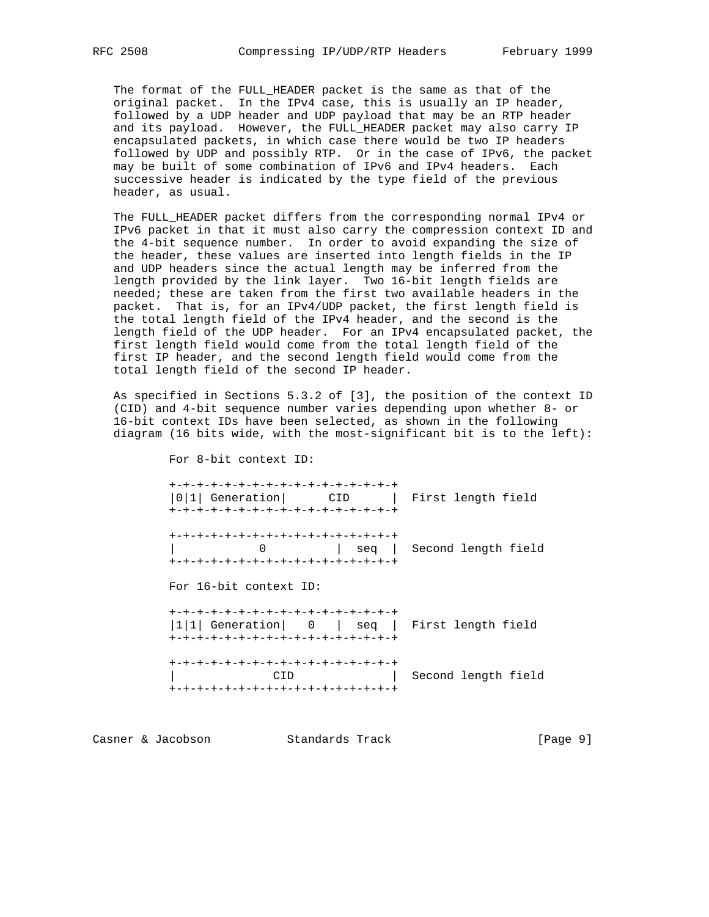The format of the FULL_HEADER packet is the same as that of the original packet. In the IPv4 case, this is usually an IP header, followed by a UDP header and UDP payload that may be an RTP header and its payload. However, the FULL_HEADER packet may also carry IP encapsulated packets, in which case there would be two IP headers followed by UDP and possibly RTP. Or in the case of IPv6, the packet may be built of some combination of IPv6 and IPv4 headers. Each successive header is indicated by the type field of the previous header, as usual.

The FULL_HEADER packet differs from the corresponding normal IPv4 or IPv6 packet in that it must also carry the compression context ID and the 4-bit sequence number. In order to avoid expanding the size of the header, these values are inserted into length fields in the IP and UDP headers since the actual length may be inferred from the length provided by the link layer. Two 16-bit length fields are needed; these are taken from the first two available headers in the packet. That is, for an IPv4/UDP packet, the first length field is the total length field of the IPv4 header, and the second is the length field of the UDP header. For an IPv4 encapsulated packet, the first length field would come from the total length field of the first IP header, and the second length field would come from the total length field of the second IP header.

As specified in Sections 5.3.2 of [3], the position of the context ID (CID) and 4-bit sequence number varies depending upon whether 8- or 16-bit context IDs have been selected, as shown in the following diagram (16 bits wide, with the most-significant bit is to the left):

```
For 8-bit context ID:

+-+-+-+-+-+-+-+-+-+-+-+-+-+-+-+-+
|0|1| Generation|      CID      |  First length field
+-+-+-+-+-+-+-+-+-+-+-+-+-+-+-+-+

+-+-+-+-+-+-+-+-+-+-+-+-+-+-+-+-+
|           0           |  seq  |  Second length field
+-+-+-+-+-+-+-+-+-+-+-+-+-+-+-+-+

For 16-bit context ID:

+-+-+-+-+-+-+-+-+-+-+-+-+-+-+-+-+
|1|1| Generation|   0   |  seq  |  First length field
+-+-+-+-+-+-+-+-+-+-+-+-+-+-+-+-+

+-+-+-+-+-+-+-+-+-+-+-+-+-+-+-+-+
|              CID              |  Second length field
+-+-+-+-+-+-+-+-+-+-+-+-+-+-+-+-+
```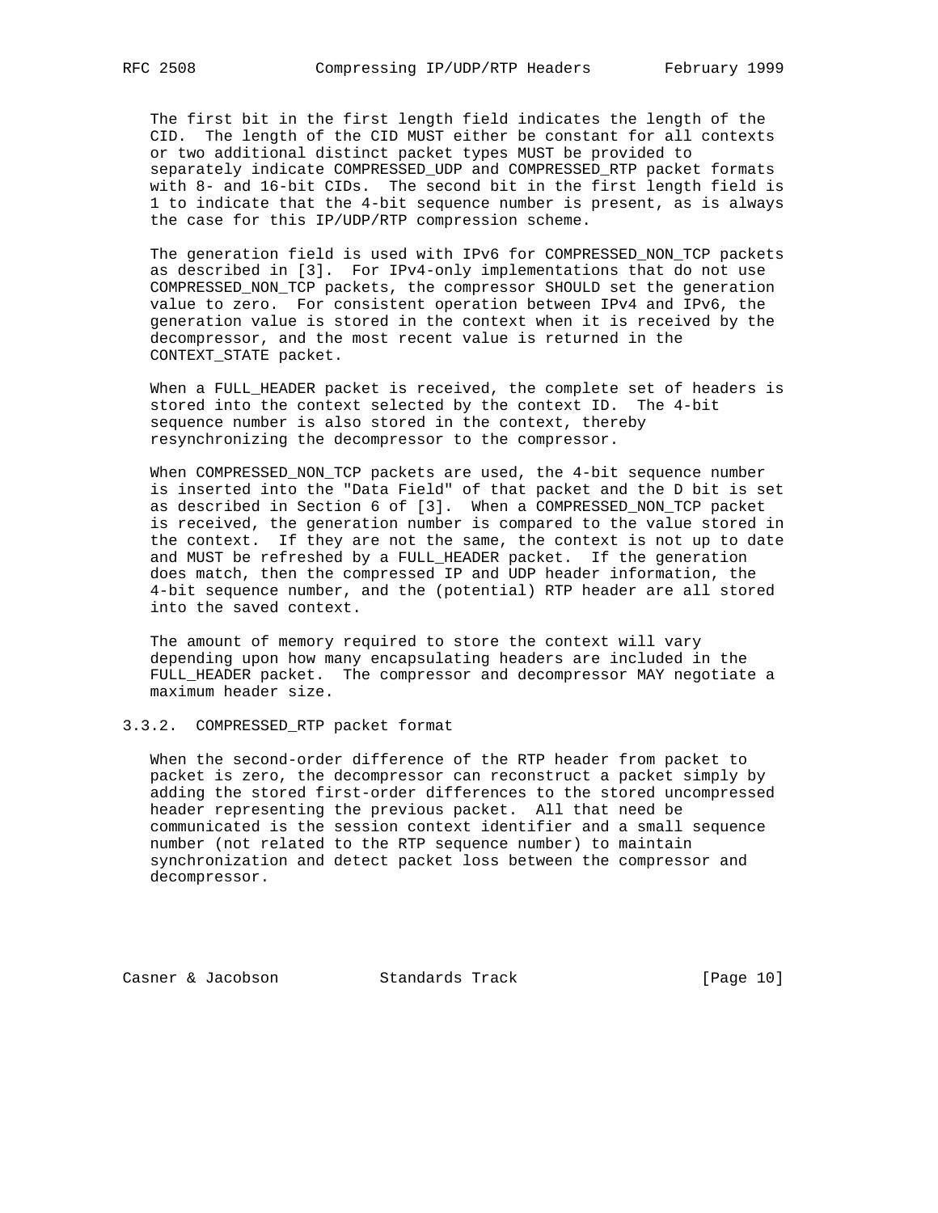The first bit in the first length field indicates the length of the CID. The length of the CID MUST either be constant for all contexts or two additional distinct packet types MUST be provided to separately indicate COMPRESSED_UDP and COMPRESSED_RTP packet formats with 8- and 16-bit CIDs. The second bit in the first length field is 1 to indicate that the 4-bit sequence number is present, as is always the case for this IP/UDP/RTP compression scheme.

The generation field is used with IPv6 for COMPRESSED_NON_TCP packets as described in [3]. For IPv4-only implementations that do not use COMPRESSED_NON_TCP packets, the compressor SHOULD set the generation value to zero. For consistent operation between IPv4 and IPv6, the generation value is stored in the context when it is received by the decompressor, and the most recent value is returned in the CONTEXT_STATE packet.

When a FULL_HEADER packet is received, the complete set of headers is stored into the context selected by the context ID. The 4-bit sequence number is also stored in the context, thereby resynchronizing the decompressor to the compressor.

When COMPRESSED_NON_TCP packets are used, the 4-bit sequence number is inserted into the "Data Field" of that packet and the D bit is set as described in Section 6 of [3]. When a COMPRESSED_NON_TCP packet is received, the generation number is compared to the value stored in the context. If they are not the same, the context is not up to date and MUST be refreshed by a FULL_HEADER packet. If the generation does match, then the compressed IP and UDP header information, the 4-bit sequence number, and the (potential) RTP header are all stored into the saved context.

The amount of memory required to store the context will vary depending upon how many encapsulating headers are included in the FULL_HEADER packet. The compressor and decompressor MAY negotiate a maximum header size.

### 3.3.2. COMPRESSED_RTP packet format

When the second-order difference of the RTP header from packet to packet is zero, the decompressor can reconstruct a packet simply by adding the stored first-order differences to the stored uncompressed header representing the previous packet. All that need be communicated is the session context identifier and a small sequence number (not related to the RTP sequence number) to maintain synchronization and detect packet loss between the compressor and decompressor.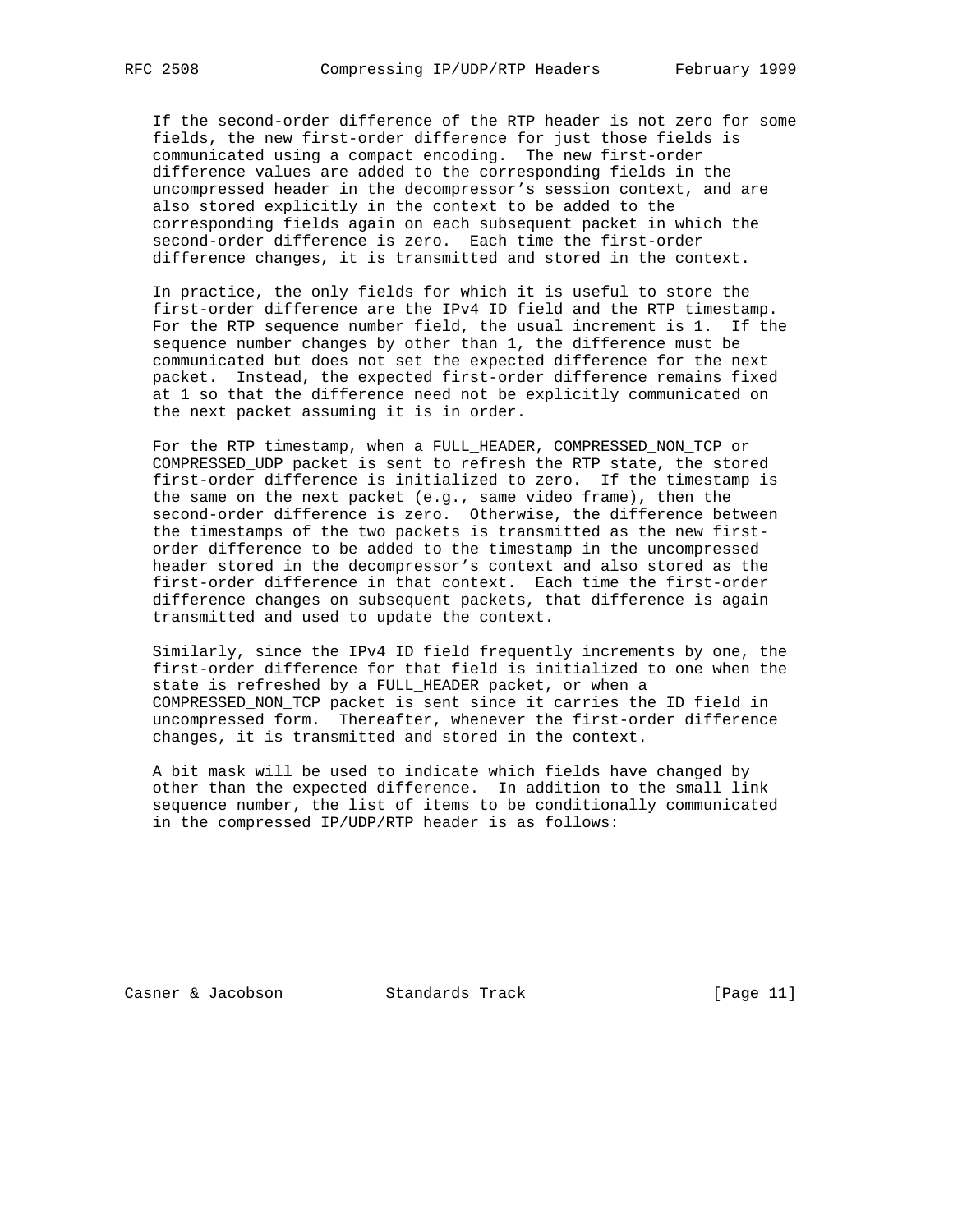If the second-order difference of the RTP header is not zero for some fields, the new first-order difference for just those fields is communicated using a compact encoding. The new first-order difference values are added to the corresponding fields in the uncompressed header in the decompressor's session context, and are also stored explicitly in the context to be added to the corresponding fields again on each subsequent packet in which the second-order difference is zero. Each time the first-order difference changes, it is transmitted and stored in the context.

In practice, the only fields for which it is useful to store the first-order difference are the IPv4 ID field and the RTP timestamp. For the RTP sequence number field, the usual increment is 1. If the sequence number changes by other than 1, the difference must be communicated but does not set the expected difference for the next packet. Instead, the expected first-order difference remains fixed at 1 so that the difference need not be explicitly communicated on the next packet assuming it is in order.

For the RTP timestamp, when a FULL_HEADER, COMPRESSED_NON_TCP or COMPRESSED_UDP packet is sent to refresh the RTP state, the stored first-order difference is initialized to zero. If the timestamp is the same on the next packet (e.g., same video frame), then the second-order difference is zero. Otherwise, the difference between the timestamps of the two packets is transmitted as the new first-order difference to be added to the timestamp in the uncompressed header stored in the decompressor's context and also stored as the first-order difference in that context. Each time the first-order difference changes on subsequent packets, that difference is again transmitted and used to update the context.

Similarly, since the IPv4 ID field frequently increments by one, the first-order difference for that field is initialized to one when the state is refreshed by a FULL_HEADER packet, or when a COMPRESSED_NON_TCP packet is sent since it carries the ID field in uncompressed form. Thereafter, whenever the first-order difference changes, it is transmitted and stored in the context.

A bit mask will be used to indicate which fields have changed by other than the expected difference. In addition to the small link sequence number, the list of items to be conditionally communicated in the compressed IP/UDP/RTP header is as follows: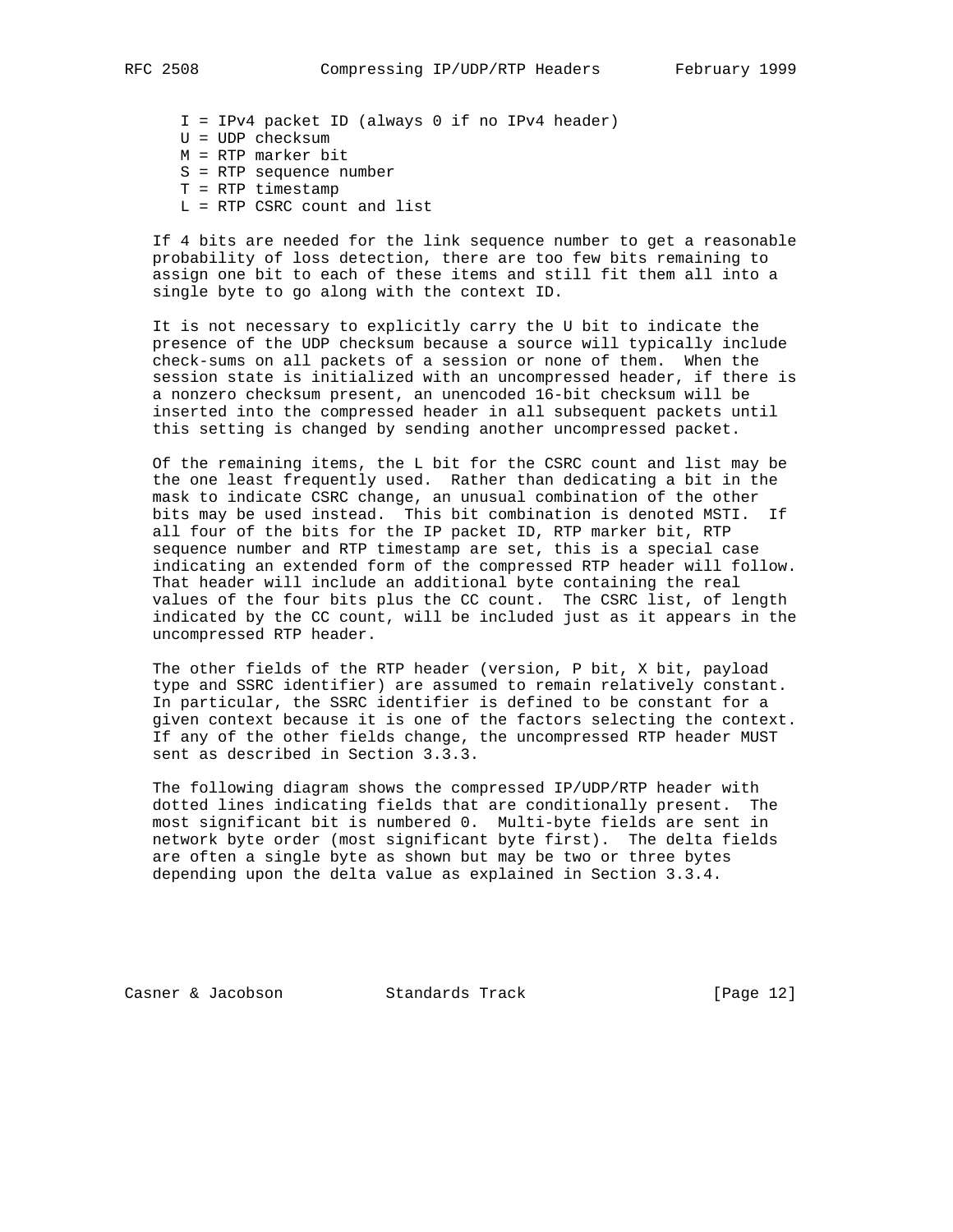I = IPv4 packet ID (always 0 if no IPv4 header)
U = UDP checksum
M = RTP marker bit
S = RTP sequence number
T = RTP timestamp
L = RTP CSRC count and list

If 4 bits are needed for the link sequence number to get a reasonable probability of loss detection, there are too few bits remaining to assign one bit to each of these items and still fit them all into a single byte to go along with the context ID.

It is not necessary to explicitly carry the U bit to indicate the presence of the UDP checksum because a source will typically include check-sums on all packets of a session or none of them. When the session state is initialized with an uncompressed header, if there is a nonzero checksum present, an unencoded 16-bit checksum will be inserted into the compressed header in all subsequent packets until this setting is changed by sending another uncompressed packet.

Of the remaining items, the L bit for the CSRC count and list may be the one least frequently used. Rather than dedicating a bit in the mask to indicate CSRC change, an unusual combination of the other bits may be used instead. This bit combination is denoted MSTI. If all four of the bits for the IP packet ID, RTP marker bit, RTP sequence number and RTP timestamp are set, this is a special case indicating an extended form of the compressed RTP header will follow. That header will include an additional byte containing the real values of the four bits plus the CC count. The CSRC list, of length indicated by the CC count, will be included just as it appears in the uncompressed RTP header.

The other fields of the RTP header (version, P bit, X bit, payload type and SSRC identifier) are assumed to remain relatively constant. In particular, the SSRC identifier is defined to be constant for a given context because it is one of the factors selecting the context. If any of the other fields change, the uncompressed RTP header MUST sent as described in Section 3.3.3.

The following diagram shows the compressed IP/UDP/RTP header with dotted lines indicating fields that are conditionally present. The most significant bit is numbered 0. Multi-byte fields are sent in network byte order (most significant byte first). The delta fields are often a single byte as shown but may be two or three bytes depending upon the delta value as explained in Section 3.3.4.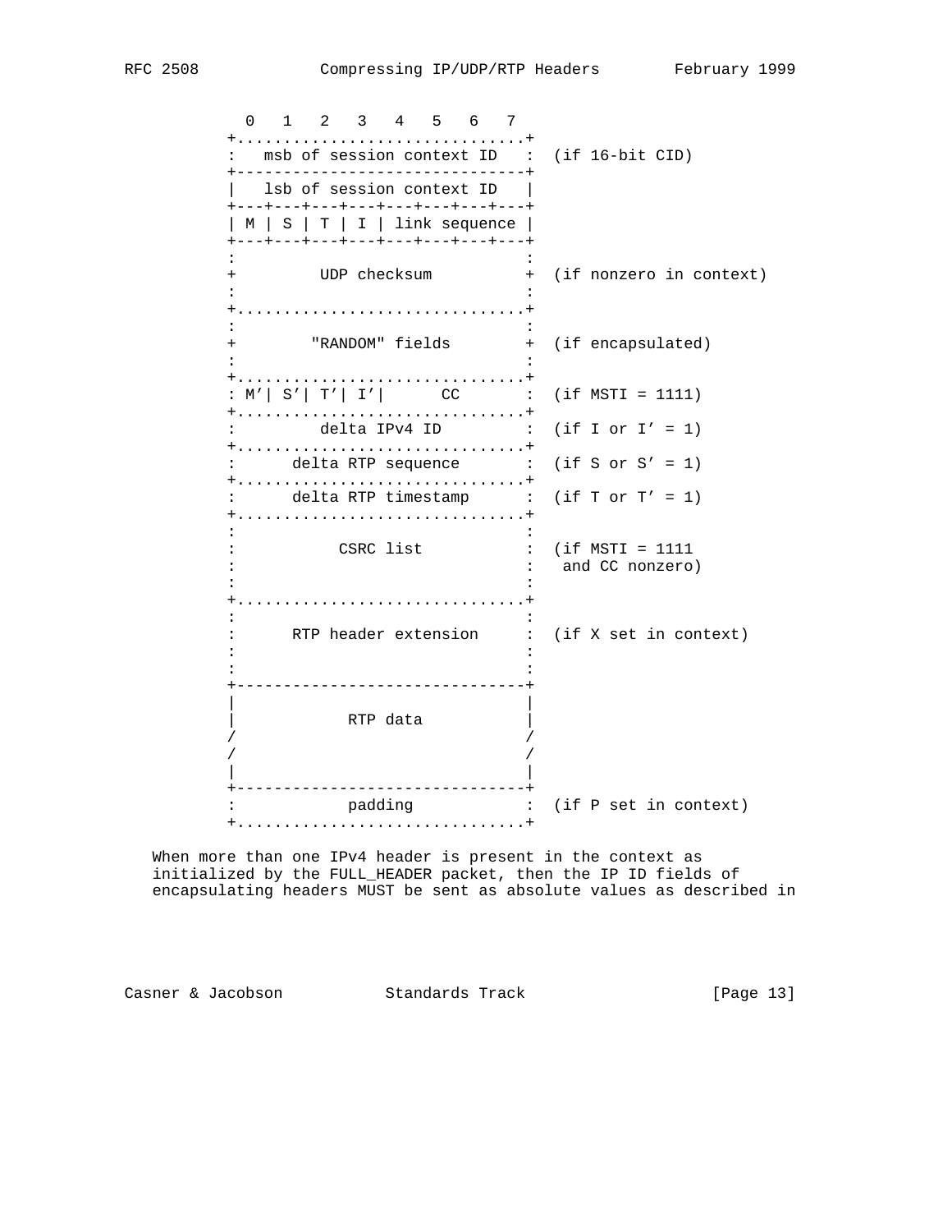```
          0   1   2   3   4   5   6   7
        +...............................+
        :   msb of session context ID   :  (if 16-bit CID)
        +-------------------------------+
        |   lsb of session context ID   |
        +---+---+---+---+---+---+---+---+
        | M | S | T | I | link sequence |
        +---+---+---+---+---+---+---+---+
        :                               :
        +         UDP checksum          +  (if nonzero in context)
        :                               :
        +...............................+
        :                               :
        +        "RANDOM" fields        +  (if encapsulated)
        :                               :
        +...............................+
        : M'| S'| T'| I'|      CC       :  (if MSTI = 1111)
        +...............................+
        :         delta IPv4 ID         :  (if I or I' = 1)
        +...............................+
        :      delta RTP sequence       :  (if S or S' = 1)
        +...............................+
        :      delta RTP timestamp      :  (if T or T' = 1)
        +...............................+
        :                               :
        :           CSRC list           :  (if MSTI = 1111
        :                               :   and CC nonzero)
        :                               :
        +...............................+
        :                               :
        :      RTP header extension     :  (if X set in context)
        :                               :
        :                               :
        +-------------------------------+
        |                               |
        |            RTP data           |
        /                               /
        /                               /
        |                               |
        +-------------------------------+
        :            padding            :  (if P set in context)
        +...............................+
```

When more than one IPv4 header is present in the context as initialized by the FULL_HEADER packet, then the IP ID fields of encapsulating headers MUST be sent as absolute values as described in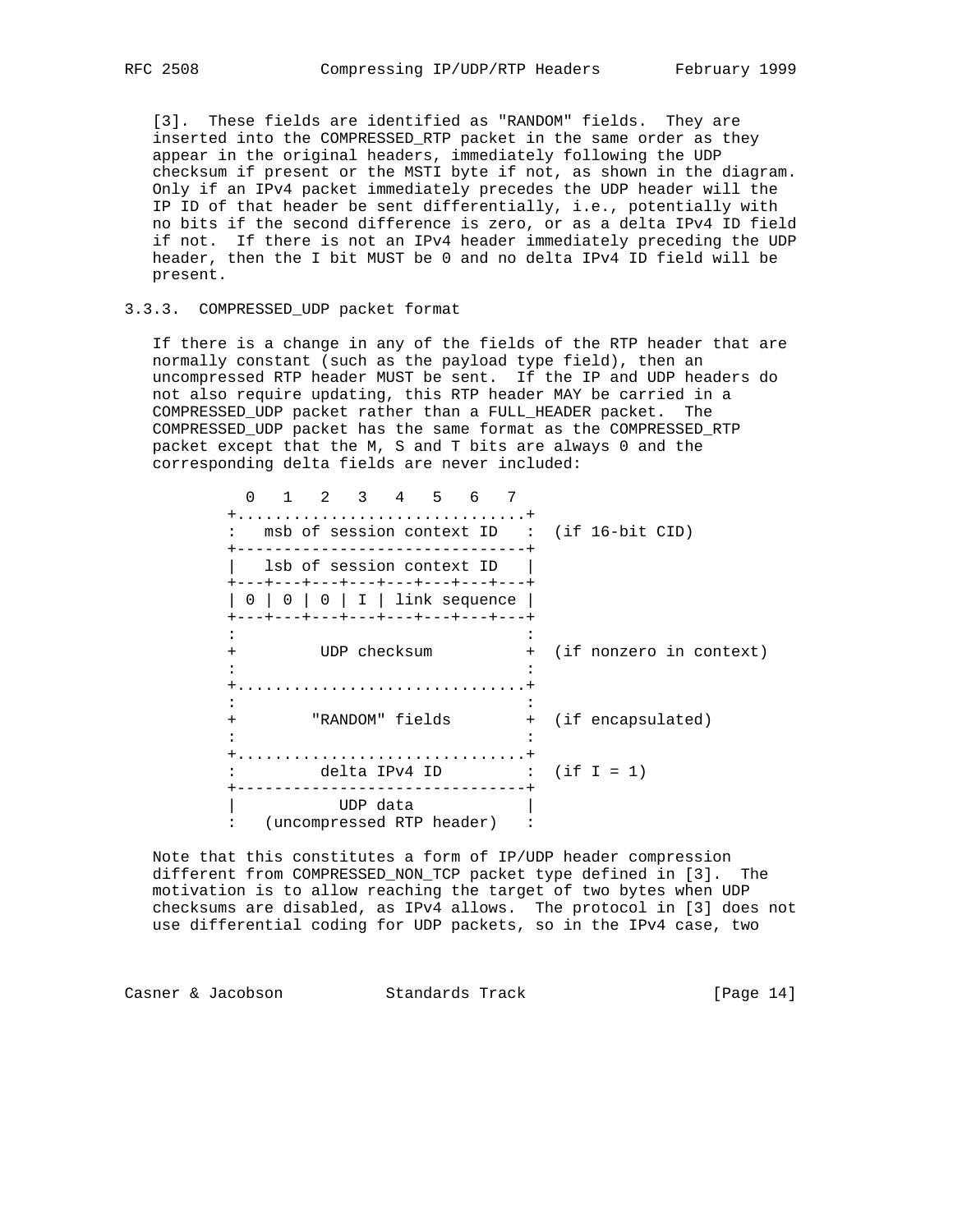[3]. These fields are identified as "RANDOM" fields. They are inserted into the COMPRESSED_RTP packet in the same order as they appear in the original headers, immediately following the UDP checksum if present or the MSTI byte if not, as shown in the diagram. Only if an IPv4 packet immediately precedes the UDP header will the IP ID of that header be sent differentially, i.e., potentially with no bits if the second difference is zero, or as a delta IPv4 ID field if not. If there is not an IPv4 header immediately preceding the UDP header, then the I bit MUST be 0 and no delta IPv4 ID field will be present.

### 3.3.3. COMPRESSED_UDP packet format

If there is a change in any of the fields of the RTP header that are normally constant (such as the payload type field), then an uncompressed RTP header MUST be sent. If the IP and UDP headers do not also require updating, this RTP header MAY be carried in a COMPRESSED_UDP packet rather than a FULL_HEADER packet. The COMPRESSED_UDP packet has the same format as the COMPRESSED_RTP packet except that the M, S and T bits are always 0 and the corresponding delta fields are never included:

```
  0   1   2   3   4   5   6   7
+...............................+
:   msb of session context ID   :  (if 16-bit CID)
+-------------------------------+
|   lsb of session context ID   |
+---+---+---+---+---+---+---+---+
| 0 | 0 | 0 | I | link sequence |
+---+---+---+---+---+---+---+---+
:                               :
+         UDP checksum          +  (if nonzero in context)
:                               :
+...............................+
:                               :
+        "RANDOM" fields        +  (if encapsulated)
:                               :
+...............................+
:         delta IPv4 ID         :  (if I = 1)
+-------------------------------+
|           UDP data            |
:   (uncompressed RTP header)   :
```

Note that this constitutes a form of IP/UDP header compression different from COMPRESSED_NON_TCP packet type defined in [3]. The motivation is to allow reaching the target of two bytes when UDP checksums are disabled, as IPv4 allows. The protocol in [3] does not use differential coding for UDP packets, so in the IPv4 case, two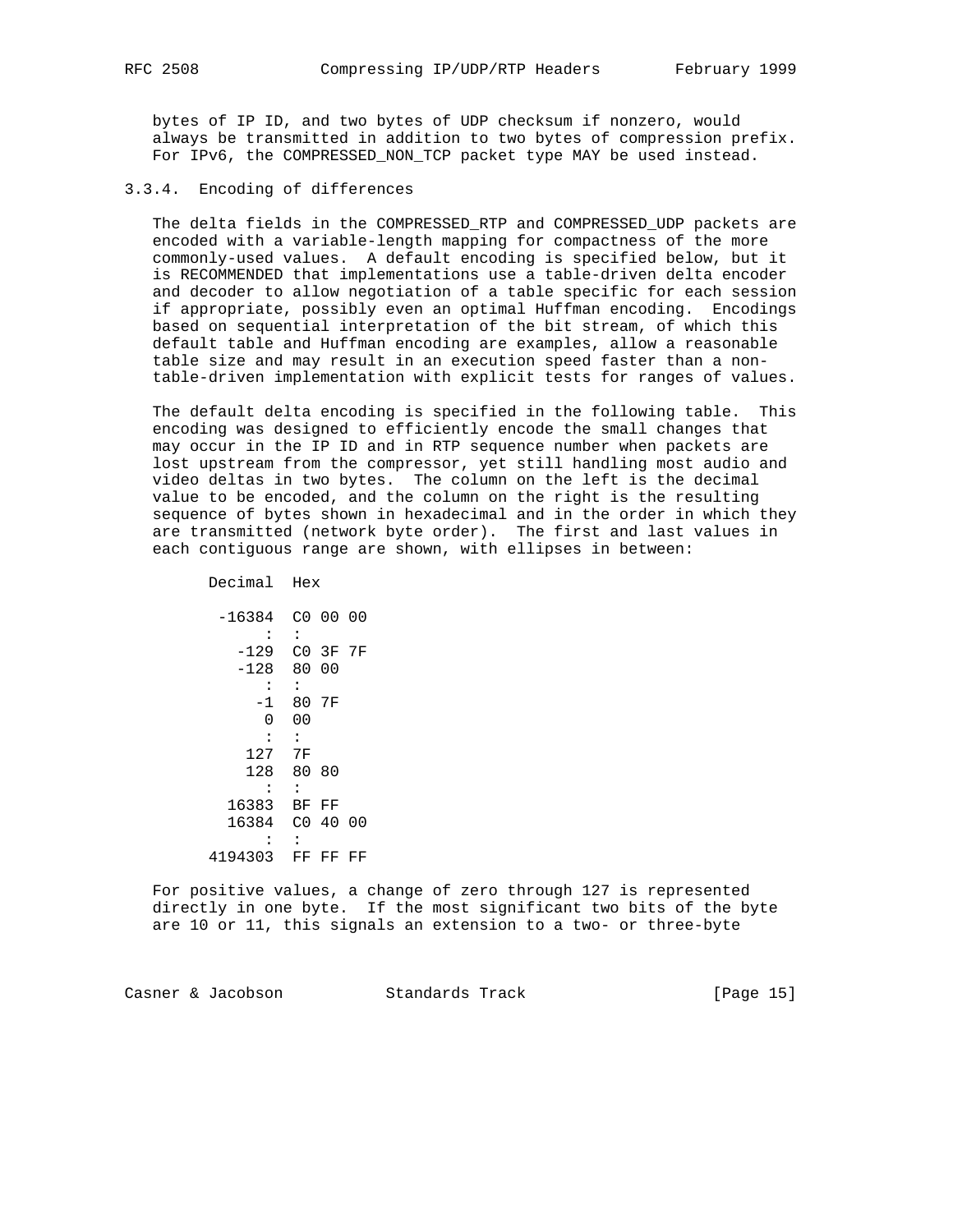bytes of IP ID, and two bytes of UDP checksum if nonzero, would always be transmitted in addition to two bytes of compression prefix. For IPv6, the COMPRESSED_NON_TCP packet type MAY be used instead.

### 3.3.4. Encoding of differences

The delta fields in the COMPRESSED_RTP and COMPRESSED_UDP packets are encoded with a variable-length mapping for compactness of the more commonly-used values. A default encoding is specified below, but it is RECOMMENDED that implementations use a table-driven delta encoder and decoder to allow negotiation of a table specific for each session if appropriate, possibly even an optimal Huffman encoding. Encodings based on sequential interpretation of the bit stream, of which this default table and Huffman encoding are examples, allow a reasonable table size and may result in an execution speed faster than a non-table-driven implementation with explicit tests for ranges of values.

The default delta encoding is specified in the following table. This encoding was designed to efficiently encode the small changes that may occur in the IP ID and in RTP sequence number when packets are lost upstream from the compressor, yet still handling most audio and video deltas in two bytes. The column on the left is the decimal value to be encoded, and the column on the right is the resulting sequence of bytes shown in hexadecimal and in the order in which they are transmitted (network byte order). The first and last values in each contiguous range are shown, with ellipses in between:

```
 Decimal  Hex

  -16384  C0 00 00
       :  :
    -129  C0 3F 7F
    -128  80 00
       :  :
      -1  80 7F
       0  00
       :  :
     127  7F
     128  80 80
       :  :
   16383  BF FF
   16384  C0 40 00
       :  :
 4194303  FF FF FF
```

For positive values, a change of zero through 127 is represented directly in one byte. If the most significant two bits of the byte are 10 or 11, this signals an extension to a two- or three-byte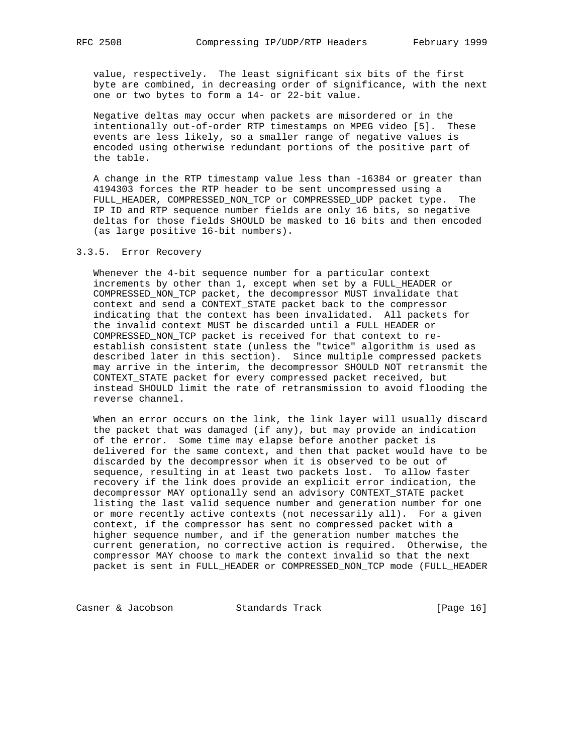value, respectively. The least significant six bits of the first byte are combined, in decreasing order of significance, with the next one or two bytes to form a 14- or 22-bit value.

Negative deltas may occur when packets are misordered or in the intentionally out-of-order RTP timestamps on MPEG video [5]. These events are less likely, so a smaller range of negative values is encoded using otherwise redundant portions of the positive part of the table.

A change in the RTP timestamp value less than -16384 or greater than 4194303 forces the RTP header to be sent uncompressed using a FULL_HEADER, COMPRESSED_NON_TCP or COMPRESSED_UDP packet type. The IP ID and RTP sequence number fields are only 16 bits, so negative deltas for those fields SHOULD be masked to 16 bits and then encoded (as large positive 16-bit numbers).

### 3.3.5. Error Recovery

Whenever the 4-bit sequence number for a particular context increments by other than 1, except when set by a FULL_HEADER or COMPRESSED_NON_TCP packet, the decompressor MUST invalidate that context and send a CONTEXT_STATE packet back to the compressor indicating that the context has been invalidated. All packets for the invalid context MUST be discarded until a FULL_HEADER or COMPRESSED_NON_TCP packet is received for that context to re-establish consistent state (unless the "twice" algorithm is used as described later in this section). Since multiple compressed packets may arrive in the interim, the decompressor SHOULD NOT retransmit the CONTEXT_STATE packet for every compressed packet received, but instead SHOULD limit the rate of retransmission to avoid flooding the reverse channel.

When an error occurs on the link, the link layer will usually discard the packet that was damaged (if any), but may provide an indication of the error. Some time may elapse before another packet is delivered for the same context, and then that packet would have to be discarded by the decompressor when it is observed to be out of sequence, resulting in at least two packets lost. To allow faster recovery if the link does provide an explicit error indication, the decompressor MAY optionally send an advisory CONTEXT_STATE packet listing the last valid sequence number and generation number for one or more recently active contexts (not necessarily all). For a given context, if the compressor has sent no compressed packet with a higher sequence number, and if the generation number matches the current generation, no corrective action is required. Otherwise, the compressor MAY choose to mark the context invalid so that the next packet is sent in FULL_HEADER or COMPRESSED_NON_TCP mode (FULL_HEADER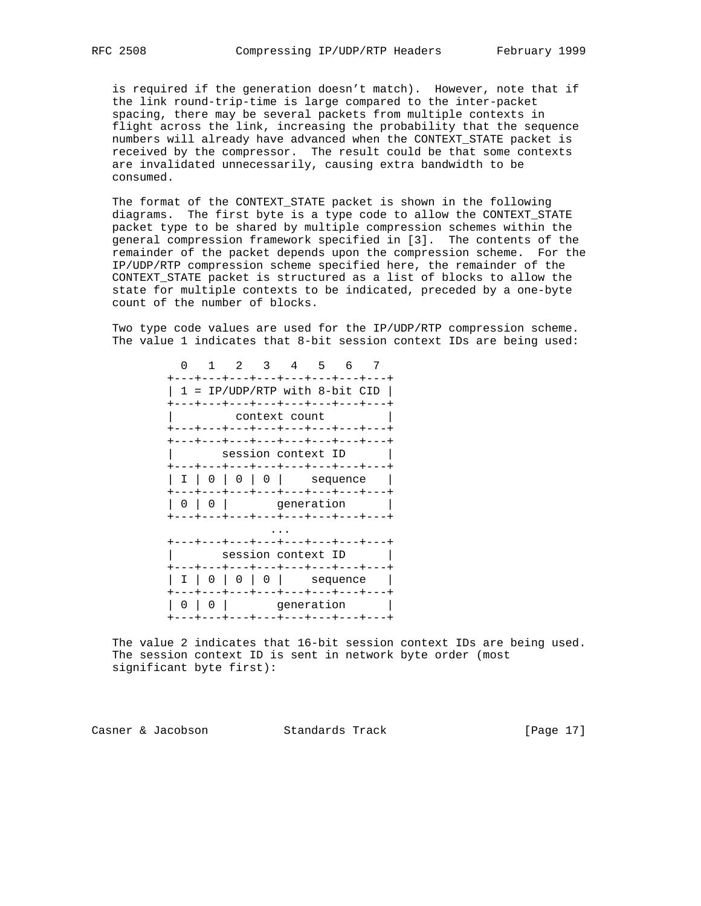is required if the generation doesn't match). However, note that if the link round-trip-time is large compared to the inter-packet spacing, there may be several packets from multiple contexts in flight across the link, increasing the probability that the sequence numbers will already have advanced when the CONTEXT_STATE packet is received by the compressor. The result could be that some contexts are invalidated unnecessarily, causing extra bandwidth to be consumed.

The format of the CONTEXT_STATE packet is shown in the following diagrams. The first byte is a type code to allow the CONTEXT_STATE packet type to be shared by multiple compression schemes within the general compression framework specified in [3]. The contents of the remainder of the packet depends upon the compression scheme. For the IP/UDP/RTP compression scheme specified here, the remainder of the CONTEXT_STATE packet is structured as a list of blocks to allow the state for multiple contexts to be indicated, preceded by a one-byte count of the number of blocks.

Two type code values are used for the IP/UDP/RTP compression scheme. The value 1 indicates that 8-bit session context IDs are being used:

```
  0   1   2   3   4   5   6   7
+---+---+---+---+---+---+---+---+
| 1 = IP/UDP/RTP with 8-bit CID |
+---+---+---+---+---+---+---+---+
|         context count         |
+---+---+---+---+---+---+---+---+
+---+---+---+---+---+---+---+---+
|       session context ID      |
+---+---+---+---+---+---+---+---+
| I | 0 | 0 | 0 |    sequence   |
+---+---+---+---+---+---+---+---+
| 0 | 0 |       generation      |
+---+---+---+---+---+---+---+---+
               ...
+---+---+---+---+---+---+---+---+
|       session context ID      |
+---+---+---+---+---+---+---+---+
| I | 0 | 0 | 0 |    sequence   |
+---+---+---+---+---+---+---+---+
| 0 | 0 |       generation      |
+---+---+---+---+---+---+---+---+
```

The value 2 indicates that 16-bit session context IDs are being used. The session context ID is sent in network byte order (most significant byte first):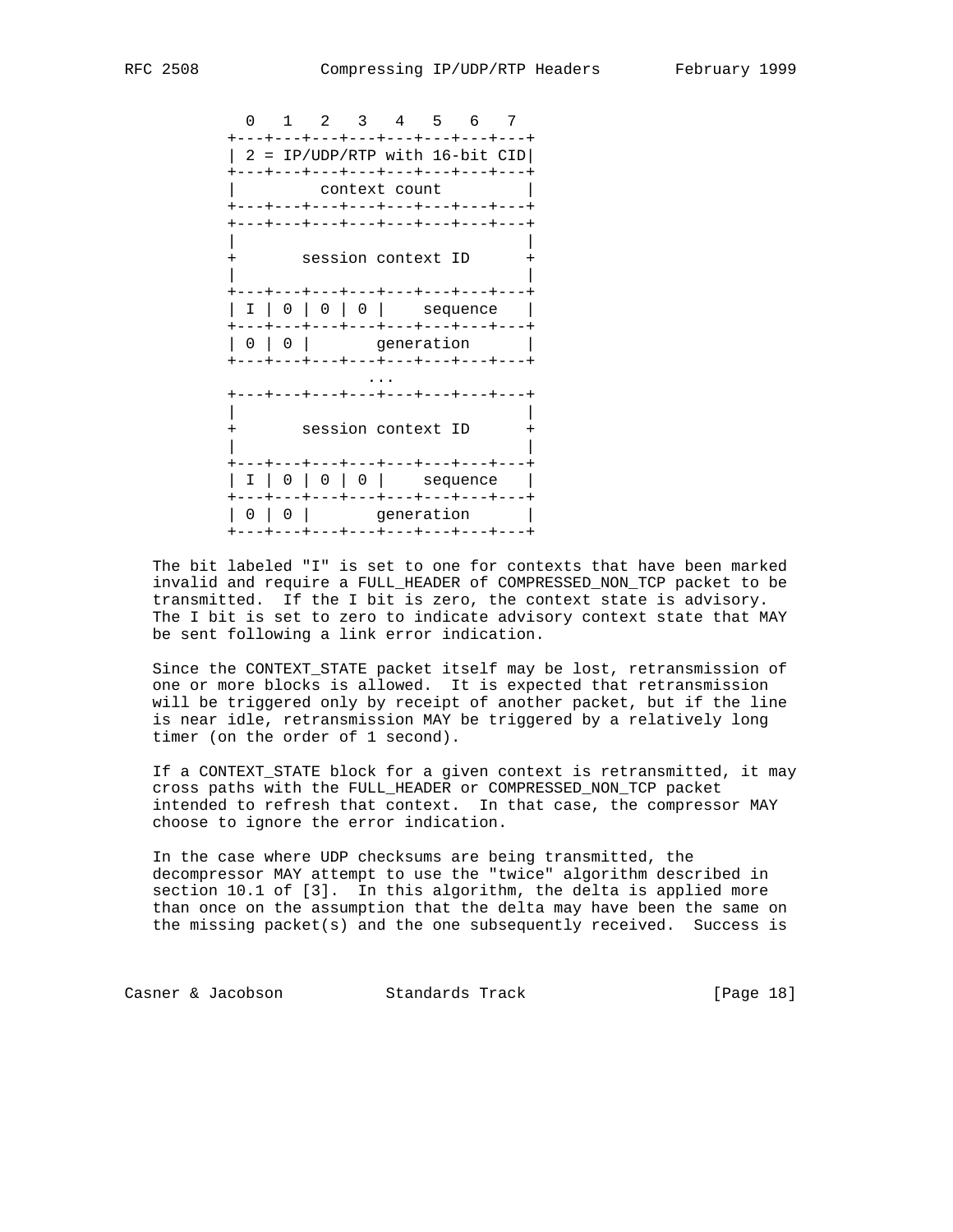```
  0   1   2   3   4   5   6   7
+---+---+---+---+---+---+---+---+
| 2 = IP/UDP/RTP with 16-bit CID|
+---+---+---+---+---+---+---+---+
|         context count         |
+---+---+---+---+---+---+---+---+
+---+---+---+---+---+---+---+---+
|                               |
+       session context ID      +
|                               |
+---+---+---+---+---+---+---+---+
| I | 0 | 0 | 0 |    sequence   |
+---+---+---+---+---+---+---+---+
| 0 | 0 |       generation      |
+---+---+---+---+---+---+---+---+
                 ...
+---+---+---+---+---+---+---+---+
|                               |
+       session context ID      +
|                               |
+---+---+---+---+---+---+---+---+
| I | 0 | 0 | 0 |    sequence   |
+---+---+---+---+---+---+---+---+
| 0 | 0 |       generation      |
+---+---+---+---+---+---+---+---+
```

The bit labeled "I" is set to one for contexts that have been marked invalid and require a FULL_HEADER of COMPRESSED_NON_TCP packet to be transmitted. If the I bit is zero, the context state is advisory. The I bit is set to zero to indicate advisory context state that MAY be sent following a link error indication.

Since the CONTEXT_STATE packet itself may be lost, retransmission of one or more blocks is allowed. It is expected that retransmission will be triggered only by receipt of another packet, but if the line is near idle, retransmission MAY be triggered by a relatively long timer (on the order of 1 second).

If a CONTEXT_STATE block for a given context is retransmitted, it may cross paths with the FULL_HEADER or COMPRESSED_NON_TCP packet intended to refresh that context. In that case, the compressor MAY choose to ignore the error indication.

In the case where UDP checksums are being transmitted, the decompressor MAY attempt to use the "twice" algorithm described in section 10.1 of [3]. In this algorithm, the delta is applied more than once on the assumption that the delta may have been the same on the missing packet(s) and the one subsequently received. Success is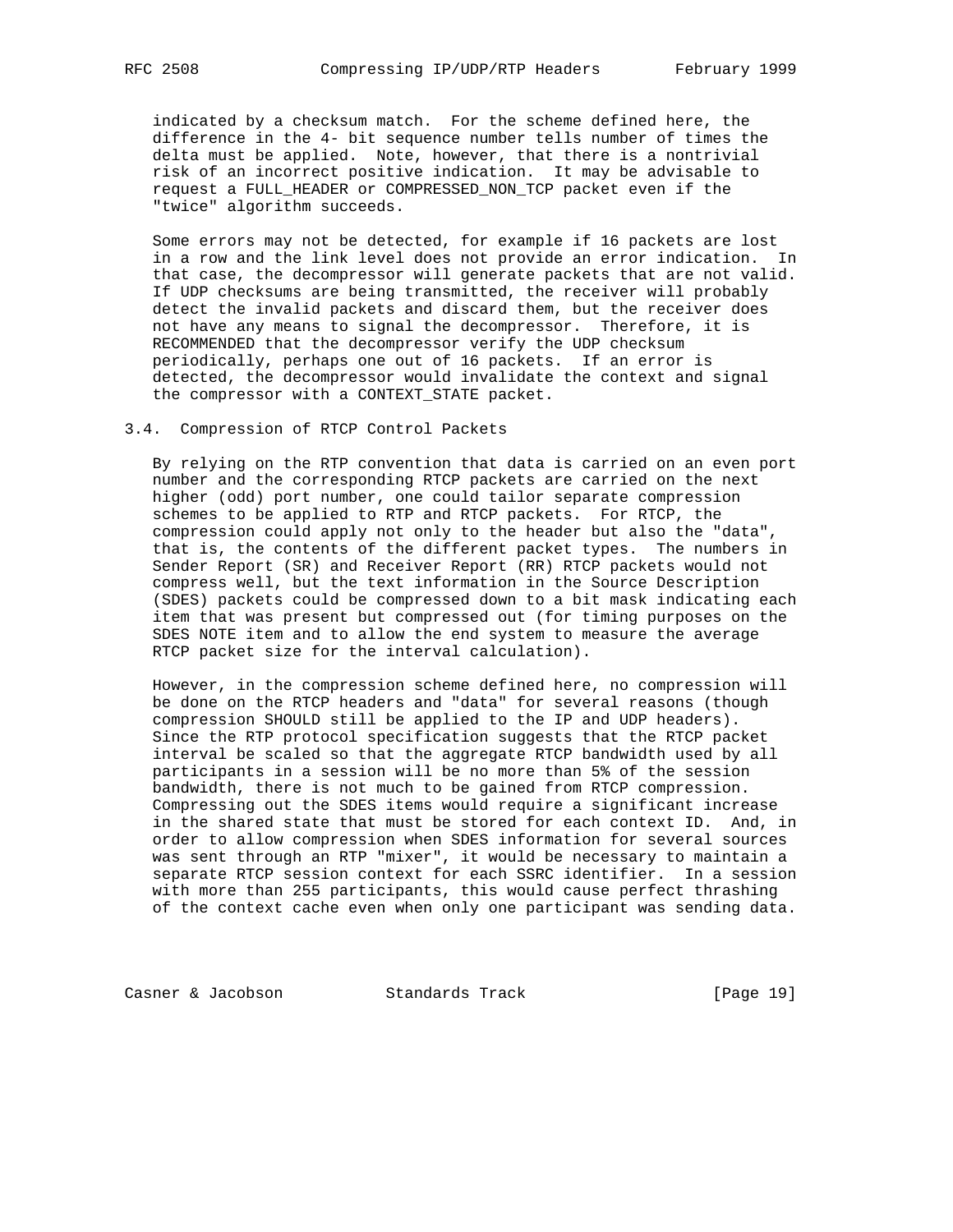indicated by a checksum match. For the scheme defined here, the difference in the 4- bit sequence number tells number of times the delta must be applied. Note, however, that there is a nontrivial risk of an incorrect positive indication. It may be advisable to request a FULL_HEADER or COMPRESSED_NON_TCP packet even if the "twice" algorithm succeeds.

Some errors may not be detected, for example if 16 packets are lost in a row and the link level does not provide an error indication. In that case, the decompressor will generate packets that are not valid. If UDP checksums are being transmitted, the receiver will probably detect the invalid packets and discard them, but the receiver does not have any means to signal the decompressor. Therefore, it is RECOMMENDED that the decompressor verify the UDP checksum periodically, perhaps one out of 16 packets. If an error is detected, the decompressor would invalidate the context and signal the compressor with a CONTEXT_STATE packet.

## 3.4. Compression of RTCP Control Packets

By relying on the RTP convention that data is carried on an even port number and the corresponding RTCP packets are carried on the next higher (odd) port number, one could tailor separate compression schemes to be applied to RTP and RTCP packets. For RTCP, the compression could apply not only to the header but also the "data", that is, the contents of the different packet types. The numbers in Sender Report (SR) and Receiver Report (RR) RTCP packets would not compress well, but the text information in the Source Description (SDES) packets could be compressed down to a bit mask indicating each item that was present but compressed out (for timing purposes on the SDES NOTE item and to allow the end system to measure the average RTCP packet size for the interval calculation).

However, in the compression scheme defined here, no compression will be done on the RTCP headers and "data" for several reasons (though compression SHOULD still be applied to the IP and UDP headers). Since the RTP protocol specification suggests that the RTCP packet interval be scaled so that the aggregate RTCP bandwidth used by all participants in a session will be no more than 5% of the session bandwidth, there is not much to be gained from RTCP compression. Compressing out the SDES items would require a significant increase in the shared state that must be stored for each context ID. And, in order to allow compression when SDES information for several sources was sent through an RTP "mixer", it would be necessary to maintain a separate RTCP session context for each SSRC identifier. In a session with more than 255 participants, this would cause perfect thrashing of the context cache even when only one participant was sending data.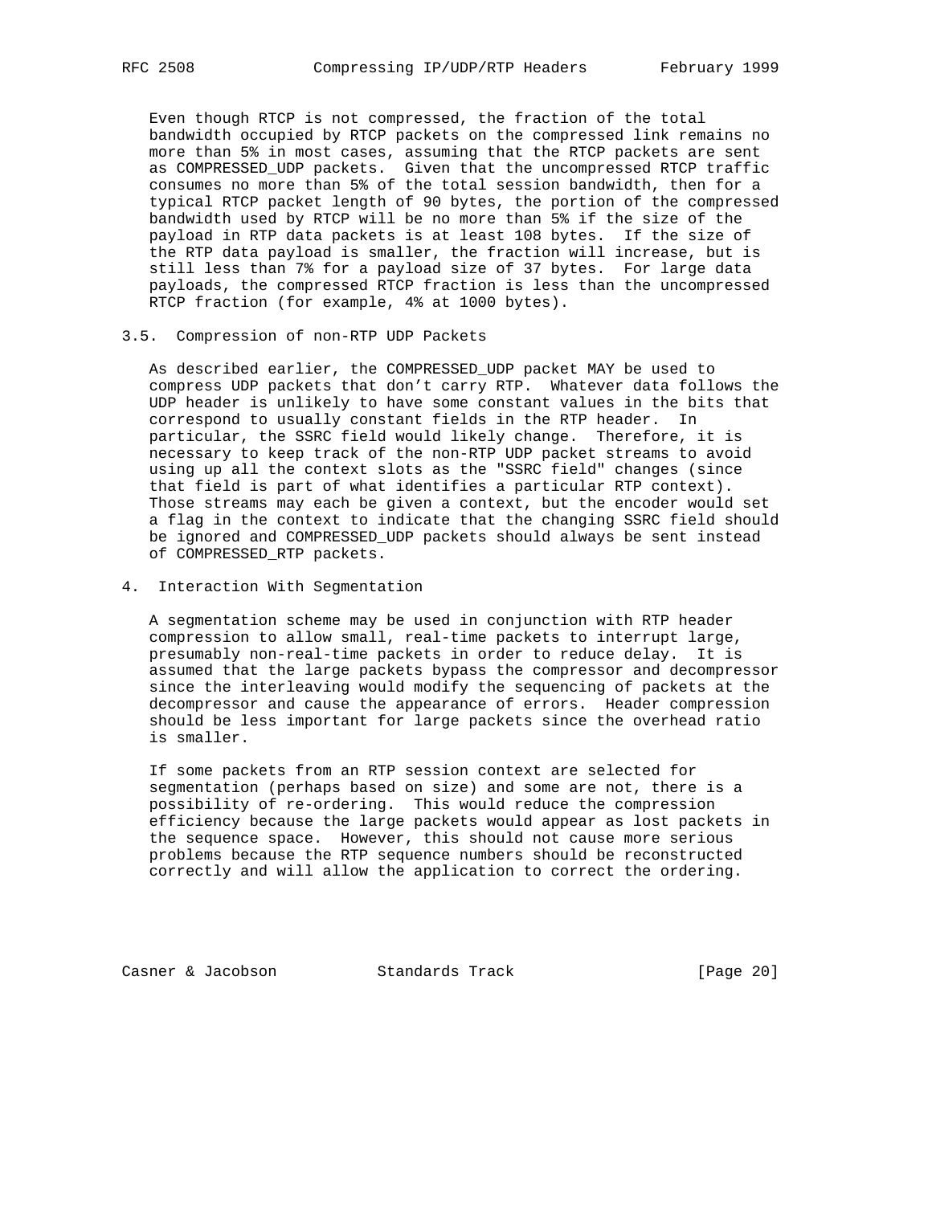Even though RTCP is not compressed, the fraction of the total bandwidth occupied by RTCP packets on the compressed link remains no more than 5% in most cases, assuming that the RTCP packets are sent as COMPRESSED_UDP packets. Given that the uncompressed RTCP traffic consumes no more than 5% of the total session bandwidth, then for a typical RTCP packet length of 90 bytes, the portion of the compressed bandwidth used by RTCP will be no more than 5% if the size of the payload in RTP data packets is at least 108 bytes. If the size of the RTP data payload is smaller, the fraction will increase, but is still less than 7% for a payload size of 37 bytes. For large data payloads, the compressed RTCP fraction is less than the uncompressed RTCP fraction (for example, 4% at 1000 bytes).

### 3.5. Compression of non-RTP UDP Packets

As described earlier, the COMPRESSED_UDP packet MAY be used to compress UDP packets that don't carry RTP. Whatever data follows the UDP header is unlikely to have some constant values in the bits that correspond to usually constant fields in the RTP header. In particular, the SSRC field would likely change. Therefore, it is necessary to keep track of the non-RTP UDP packet streams to avoid using up all the context slots as the "SSRC field" changes (since that field is part of what identifies a particular RTP context). Those streams may each be given a context, but the encoder would set a flag in the context to indicate that the changing SSRC field should be ignored and COMPRESSED_UDP packets should always be sent instead of COMPRESSED_RTP packets.

## 4. Interaction With Segmentation

A segmentation scheme may be used in conjunction with RTP header compression to allow small, real-time packets to interrupt large, presumably non-real-time packets in order to reduce delay. It is assumed that the large packets bypass the compressor and decompressor since the interleaving would modify the sequencing of packets at the decompressor and cause the appearance of errors. Header compression should be less important for large packets since the overhead ratio is smaller.

If some packets from an RTP session context are selected for segmentation (perhaps based on size) and some are not, there is a possibility of re-ordering. This would reduce the compression efficiency because the large packets would appear as lost packets in the sequence space. However, this should not cause more serious problems because the RTP sequence numbers should be reconstructed correctly and will allow the application to correct the ordering.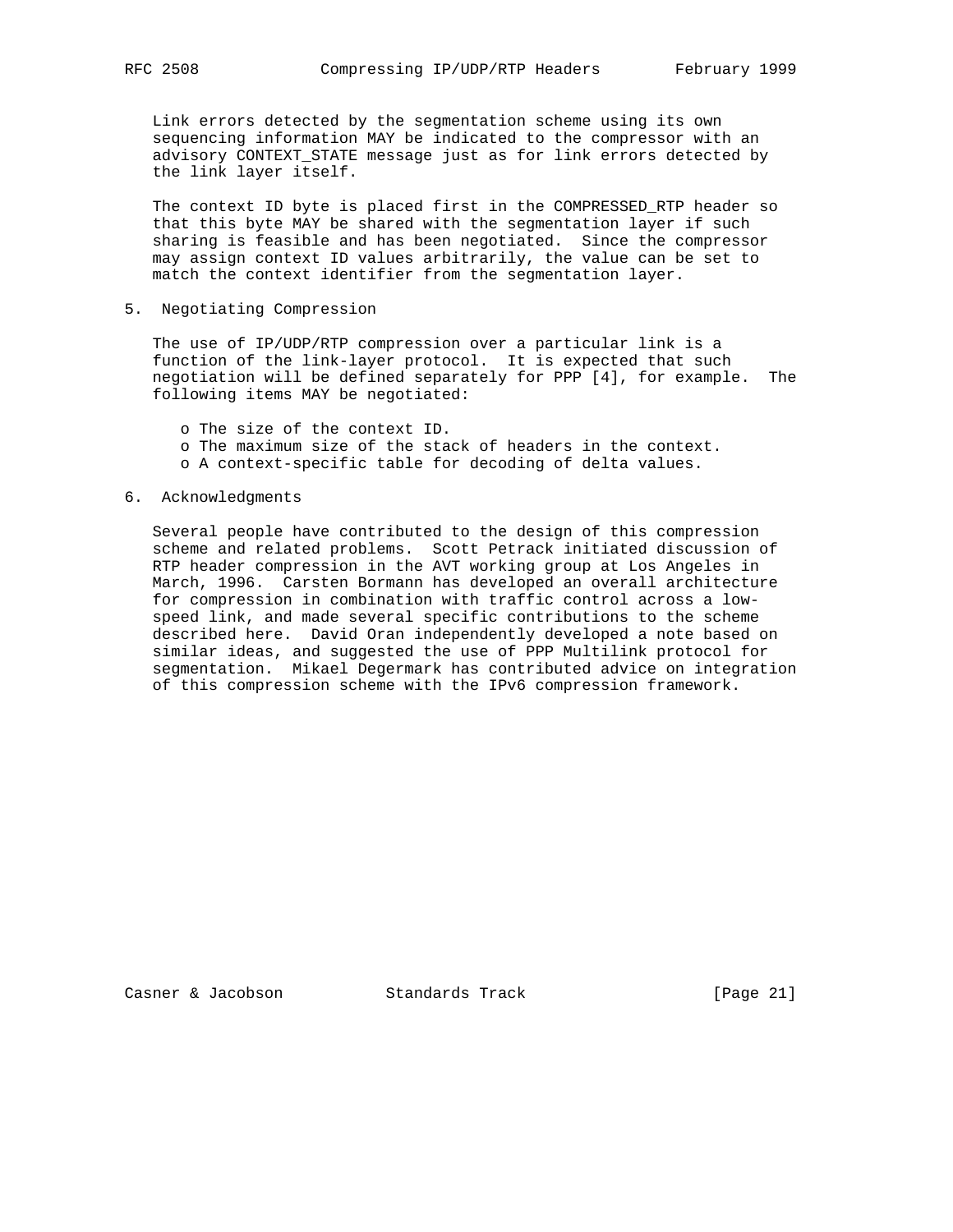Link errors detected by the segmentation scheme using its own sequencing information MAY be indicated to the compressor with an advisory CONTEXT_STATE message just as for link errors detected by the link layer itself.

The context ID byte is placed first in the COMPRESSED_RTP header so that this byte MAY be shared with the segmentation layer if such sharing is feasible and has been negotiated. Since the compressor may assign context ID values arbitrarily, the value can be set to match the context identifier from the segmentation layer.

## 5. Negotiating Compression

The use of IP/UDP/RTP compression over a particular link is a function of the link-layer protocol. It is expected that such negotiation will be defined separately for PPP [4], for example. The following items MAY be negotiated:

- The size of the context ID.
- The maximum size of the stack of headers in the context.
- A context-specific table for decoding of delta values.

## 6. Acknowledgments

Several people have contributed to the design of this compression scheme and related problems. Scott Petrack initiated discussion of RTP header compression in the AVT working group at Los Angeles in March, 1996. Carsten Bormann has developed an overall architecture for compression in combination with traffic control across a low-speed link, and made several specific contributions to the scheme described here. David Oran independently developed a note based on similar ideas, and suggested the use of PPP Multilink protocol for segmentation. Mikael Degermark has contributed advice on integration of this compression scheme with the IPv6 compression framework.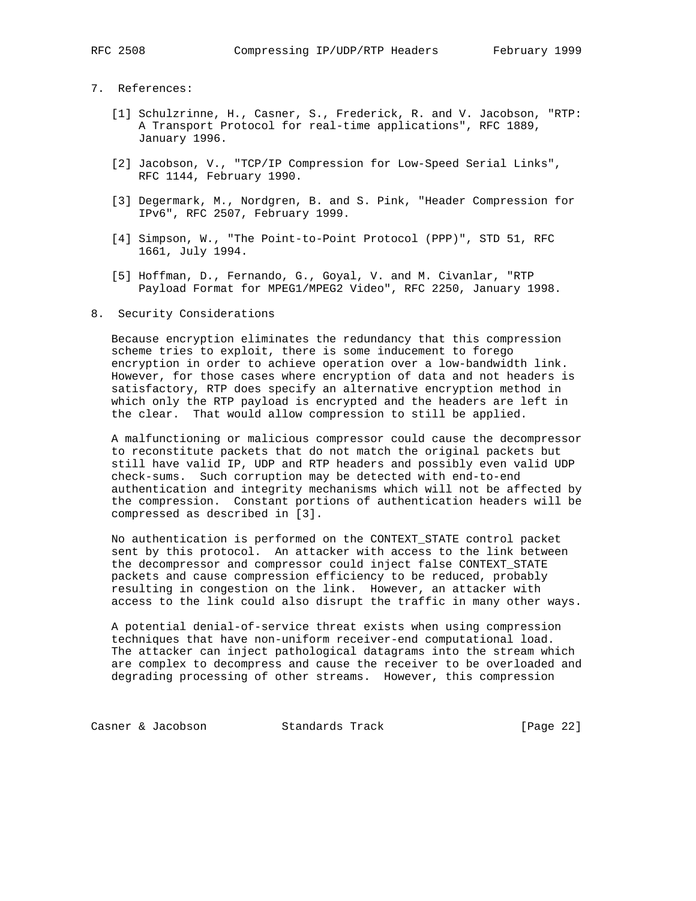## 7. References:

[1] Schulzrinne, H., Casner, S., Frederick, R. and V. Jacobson, "RTP: A Transport Protocol for real-time applications", RFC 1889, January 1996.

[2] Jacobson, V., "TCP/IP Compression for Low-Speed Serial Links", RFC 1144, February 1990.

[3] Degermark, M., Nordgren, B. and S. Pink, "Header Compression for IPv6", RFC 2507, February 1999.

[4] Simpson, W., "The Point-to-Point Protocol (PPP)", STD 51, RFC 1661, July 1994.

[5] Hoffman, D., Fernando, G., Goyal, V. and M. Civanlar, "RTP Payload Format for MPEG1/MPEG2 Video", RFC 2250, January 1998.

## 8. Security Considerations

Because encryption eliminates the redundancy that this compression scheme tries to exploit, there is some inducement to forego encryption in order to achieve operation over a low-bandwidth link. However, for those cases where encryption of data and not headers is satisfactory, RTP does specify an alternative encryption method in which only the RTP payload is encrypted and the headers are left in the clear. That would allow compression to still be applied.

A malfunctioning or malicious compressor could cause the decompressor to reconstitute packets that do not match the original packets but still have valid IP, UDP and RTP headers and possibly even valid UDP check-sums. Such corruption may be detected with end-to-end authentication and integrity mechanisms which will not be affected by the compression. Constant portions of authentication headers will be compressed as described in [3].

No authentication is performed on the CONTEXT_STATE control packet sent by this protocol. An attacker with access to the link between the decompressor and compressor could inject false CONTEXT_STATE packets and cause compression efficiency to be reduced, probably resulting in congestion on the link. However, an attacker with access to the link could also disrupt the traffic in many other ways.

A potential denial-of-service threat exists when using compression techniques that have non-uniform receiver-end computational load. The attacker can inject pathological datagrams into the stream which are complex to decompress and cause the receiver to be overloaded and degrading processing of other streams. However, this compression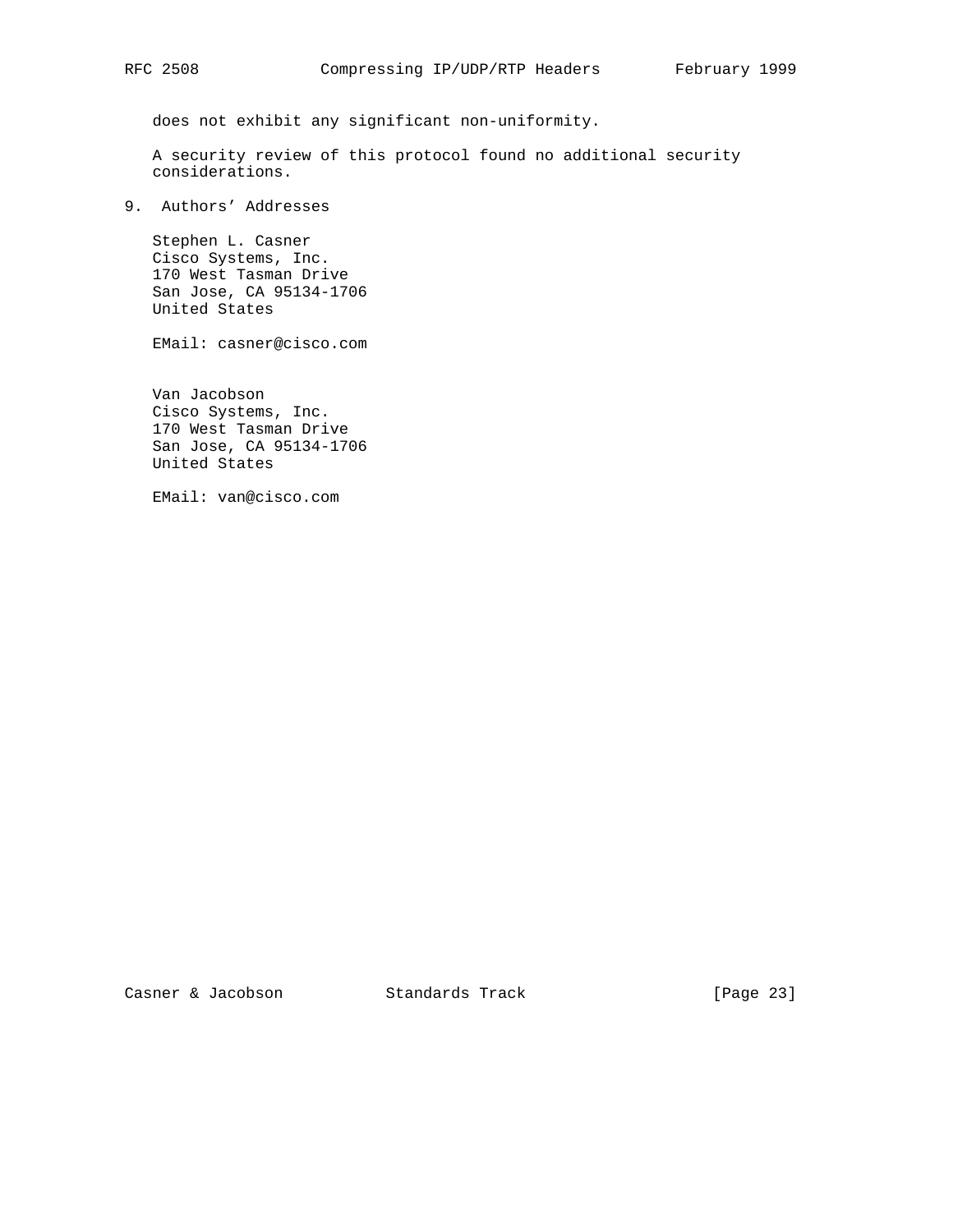does not exhibit any significant non-uniformity.

A security review of this protocol found no additional security considerations.

## 9. Authors' Addresses

Stephen L. Casner
Cisco Systems, Inc.
170 West Tasman Drive
San Jose, CA 95134-1706
United States

EMail: casner@cisco.com

Van Jacobson
Cisco Systems, Inc.
170 West Tasman Drive
San Jose, CA 95134-1706
United States

EMail: van@cisco.com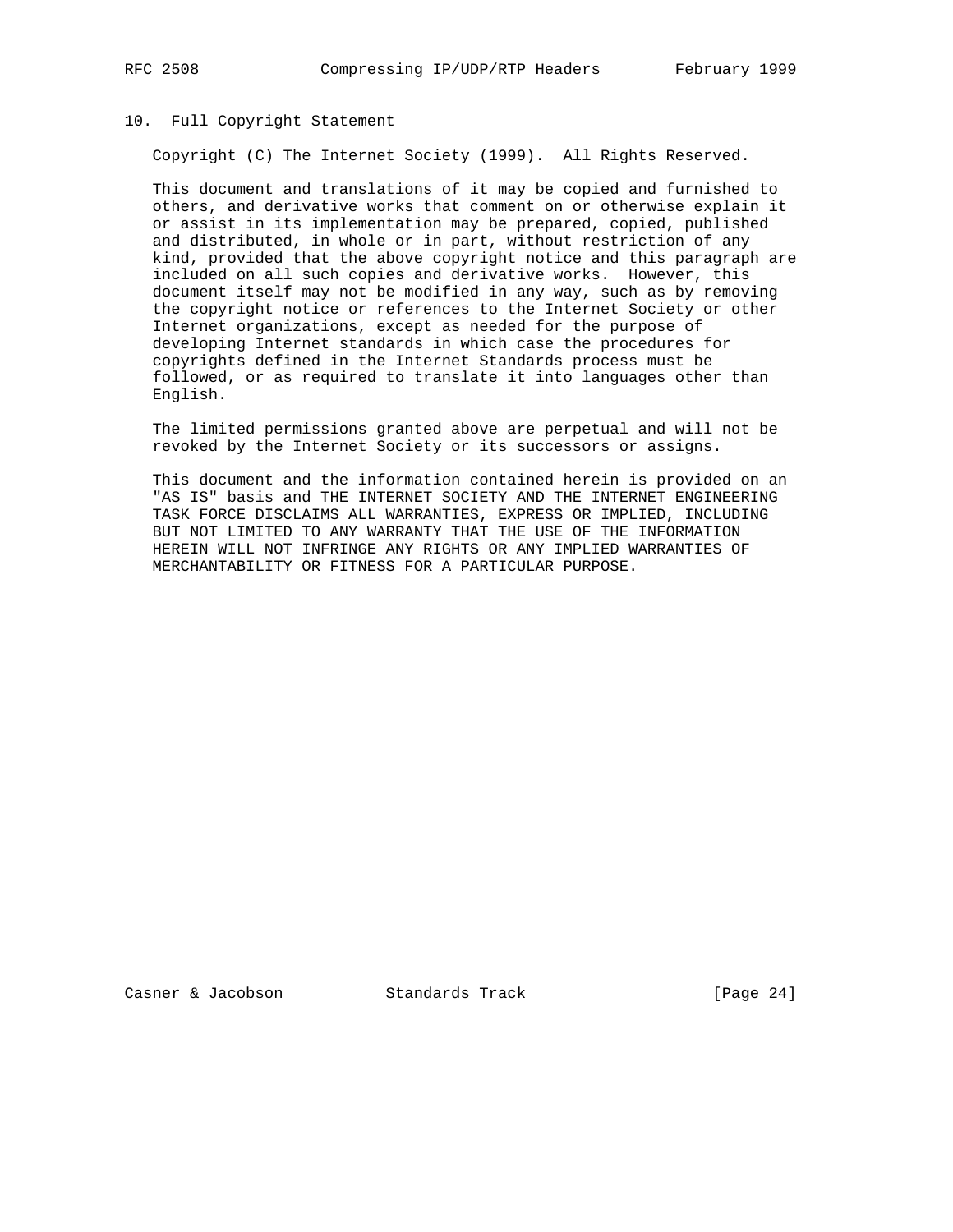## 10. Full Copyright Statement

Copyright (C) The Internet Society (1999). All Rights Reserved.

This document and translations of it may be copied and furnished to others, and derivative works that comment on or otherwise explain it or assist in its implementation may be prepared, copied, published and distributed, in whole or in part, without restriction of any kind, provided that the above copyright notice and this paragraph are included on all such copies and derivative works. However, this document itself may not be modified in any way, such as by removing the copyright notice or references to the Internet Society or other Internet organizations, except as needed for the purpose of developing Internet standards in which case the procedures for copyrights defined in the Internet Standards process must be followed, or as required to translate it into languages other than English.

The limited permissions granted above are perpetual and will not be revoked by the Internet Society or its successors or assigns.

This document and the information contained herein is provided on an "AS IS" basis and THE INTERNET SOCIETY AND THE INTERNET ENGINEERING TASK FORCE DISCLAIMS ALL WARRANTIES, EXPRESS OR IMPLIED, INCLUDING BUT NOT LIMITED TO ANY WARRANTY THAT THE USE OF THE INFORMATION HEREIN WILL NOT INFRINGE ANY RIGHTS OR ANY IMPLIED WARRANTIES OF MERCHANTABILITY OR FITNESS FOR A PARTICULAR PURPOSE.